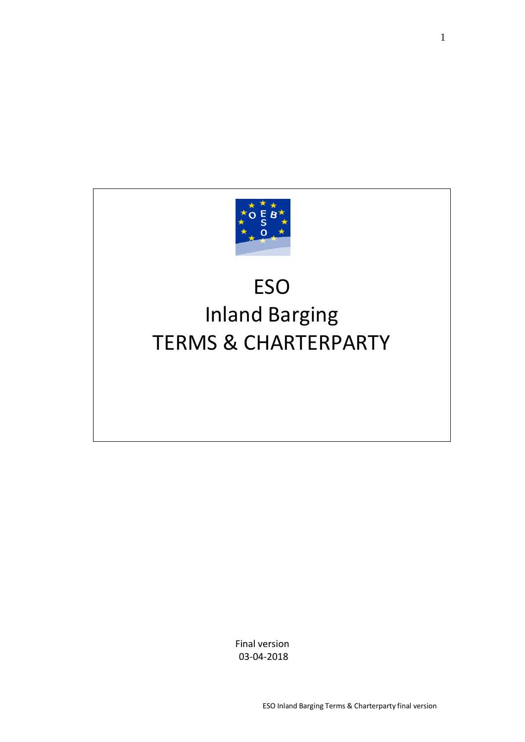# ESO
# Inland Barging
# TERMS & CHARTERPARTY

Final version
03-04-2018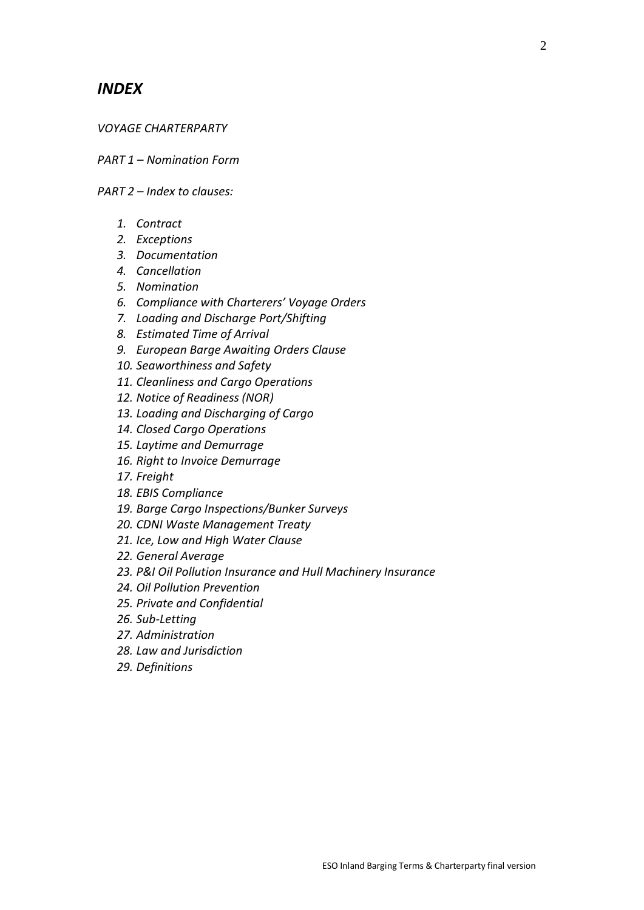# *INDEX*

*VOYAGE CHARTERPARTY*

*PART 1 – Nomination Form*

*PART 2 – Index to clauses:*

1. *Contract*
2. *Exceptions*
3. *Documentation*
4. *Cancellation*
5. *Nomination*
6. *Compliance with Charterers' Voyage Orders*
7. *Loading and Discharge Port/Shifting*
8. *Estimated Time of Arrival*
9. *European Barge Awaiting Orders Clause*
10. *Seaworthiness and Safety*
11. *Cleanliness and Cargo Operations*
12. *Notice of Readiness (NOR)*
13. *Loading and Discharging of Cargo*
14. *Closed Cargo Operations*
15. *Laytime and Demurrage*
16. *Right to Invoice Demurrage*
17. *Freight*
18. *EBIS Compliance*
19. *Barge Cargo Inspections/Bunker Surveys*
20. *CDNI Waste Management Treaty*
21. *Ice, Low and High Water Clause*
22. *General Average*
23. *P&I Oil Pollution Insurance and Hull Machinery Insurance*
24. *Oil Pollution Prevention*
25. *Private and Confidential*
26. *Sub-Letting*
27. *Administration*
28. *Law and Jurisdiction*
29. *Definitions*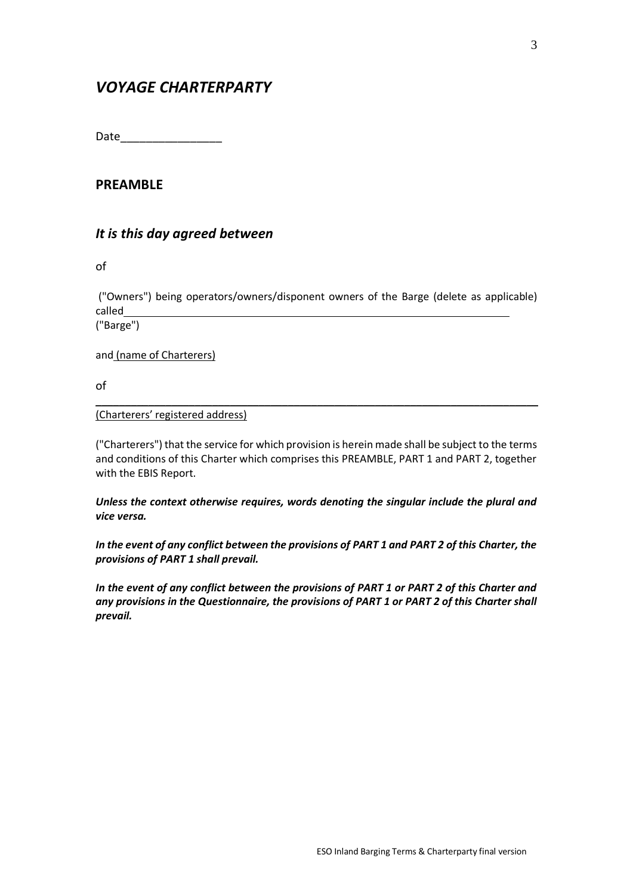## *VOYAGE CHARTERPARTY*

Date________________

## PREAMBLE

### *It is this day agreed between*

of

("Owners") being operators/owners/disponent owners of the Barge (delete as applicable) called______________________________________________________________________
("Barge")

and (name of Charterers)

of

______________________________________________________________________________
(Charterers' registered address)

("Charterers") that the service for which provision is herein made shall be subject to the terms and conditions of this Charter which comprises this PREAMBLE, PART 1 and PART 2, together with the EBIS Report.

***Unless the context otherwise requires, words denoting the singular include the plural and vice versa.***

***In the event of any conflict between the provisions of PART 1 and PART 2 of this Charter, the provisions of PART 1 shall prevail.***

***In the event of any conflict between the provisions of PART 1 or PART 2 of this Charter and any provisions in the Questionnaire, the provisions of PART 1 or PART 2 of this Charter shall prevail.***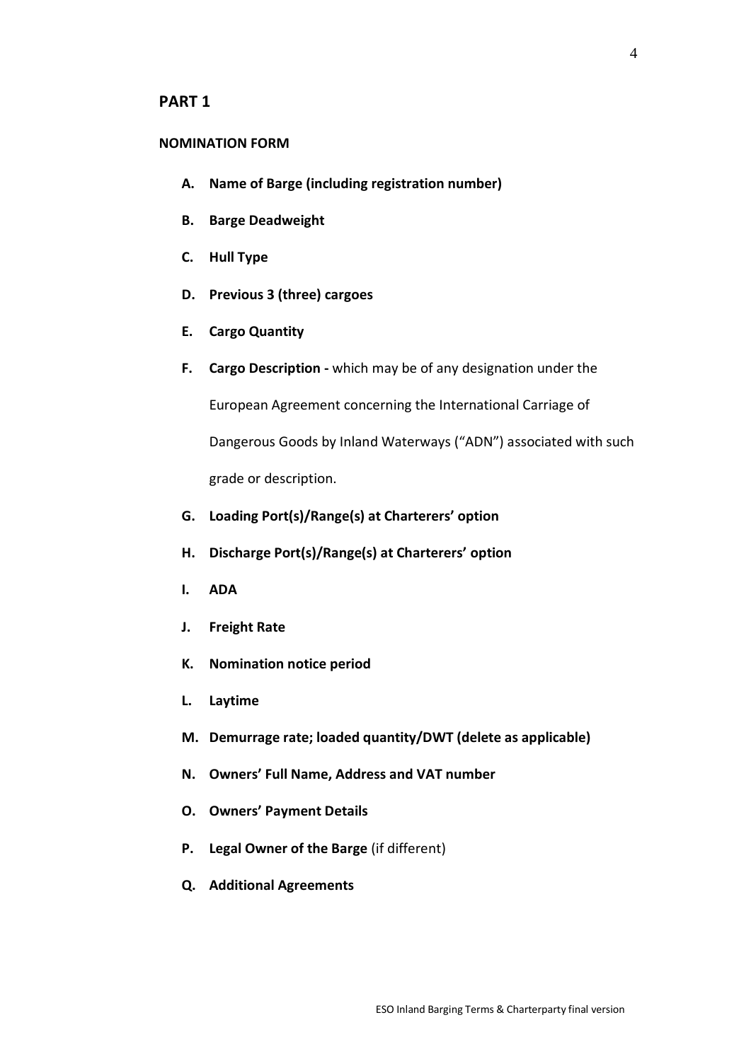## PART 1

**NOMINATION FORM**

A. **Name of Barge (including registration number)**

B. **Barge Deadweight**

C. **Hull Type**

D. **Previous 3 (three) cargoes**

E. **Cargo Quantity**

F. **Cargo Description -** which may be of any designation under the European Agreement concerning the International Carriage of Dangerous Goods by Inland Waterways ("ADN") associated with such grade or description.

G. **Loading Port(s)/Range(s) at Charterers' option**

H. **Discharge Port(s)/Range(s) at Charterers' option**

I. **ADA**

J. **Freight Rate**

K. **Nomination notice period**

L. **Laytime**

M. **Demurrage rate; loaded quantity/DWT (delete as applicable)**

N. **Owners' Full Name, Address and VAT number**

O. **Owners' Payment Details**

P. **Legal Owner of the Barge** (if different)

Q. **Additional Agreements**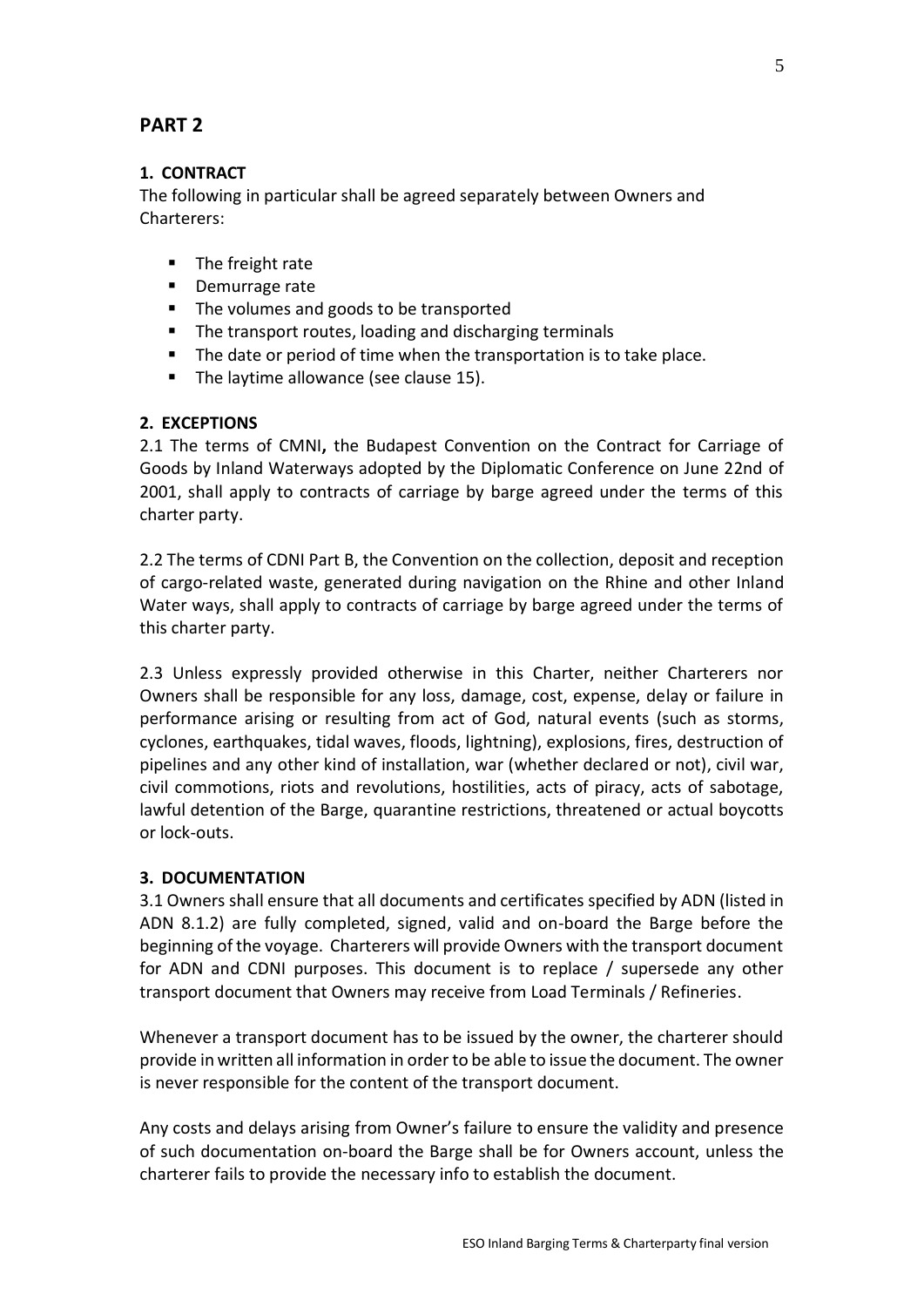## PART 2

### 1. CONTRACT

The following in particular shall be agreed separately between Owners and Charterers:

- The freight rate
- Demurrage rate
- The volumes and goods to be transported
- The transport routes, loading and discharging terminals
- The date or period of time when the transportation is to take place.
- The laytime allowance (see clause 15).

### 2. EXCEPTIONS

2.1 The terms of CMNI**,** the Budapest Convention on the Contract for Carriage of Goods by Inland Waterways adopted by the Diplomatic Conference on June 22nd of 2001, shall apply to contracts of carriage by barge agreed under the terms of this charter party.

2.2 The terms of CDNI Part B, the Convention on the collection, deposit and reception of cargo-related waste, generated during navigation on the Rhine and other Inland Water ways, shall apply to contracts of carriage by barge agreed under the terms of this charter party.

2.3 Unless expressly provided otherwise in this Charter, neither Charterers nor Owners shall be responsible for any loss, damage, cost, expense, delay or failure in performance arising or resulting from act of God, natural events (such as storms, cyclones, earthquakes, tidal waves, floods, lightning), explosions, fires, destruction of pipelines and any other kind of installation, war (whether declared or not), civil war, civil commotions, riots and revolutions, hostilities, acts of piracy, acts of sabotage, lawful detention of the Barge, quarantine restrictions, threatened or actual boycotts or lock-outs.

### 3. DOCUMENTATION

3.1 Owners shall ensure that all documents and certificates specified by ADN (listed in ADN 8.1.2) are fully completed, signed, valid and on-board the Barge before the beginning of the voyage. Charterers will provide Owners with the transport document for ADN and CDNI purposes. This document is to replace / supersede any other transport document that Owners may receive from Load Terminals / Refineries.

Whenever a transport document has to be issued by the owner, the charterer should provide in written all information in order to be able to issue the document. The owner is never responsible for the content of the transport document.

Any costs and delays arising from Owner's failure to ensure the validity and presence of such documentation on-board the Barge shall be for Owners account, unless the charterer fails to provide the necessary info to establish the document.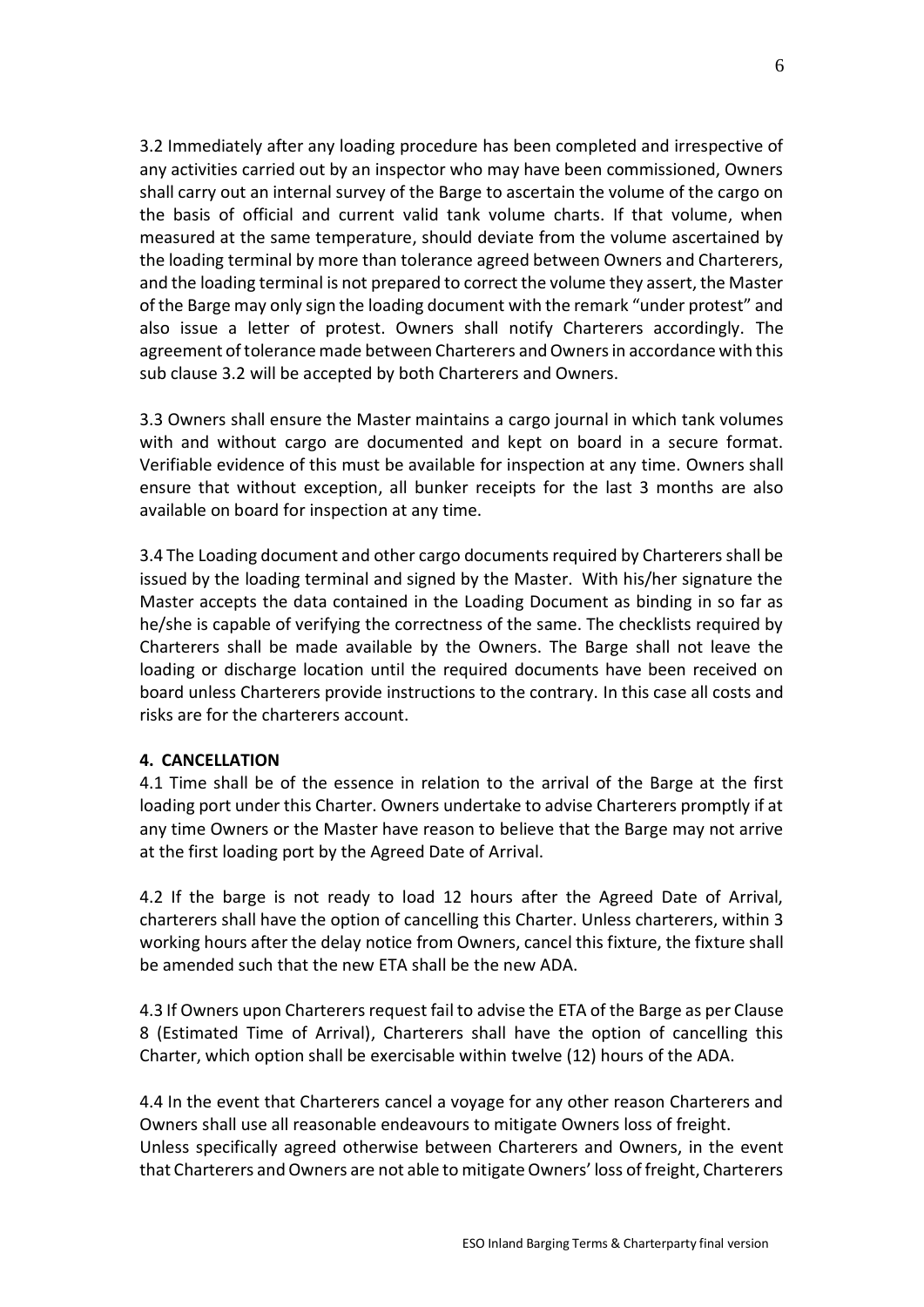3.2 Immediately after any loading procedure has been completed and irrespective of any activities carried out by an inspector who may have been commissioned, Owners shall carry out an internal survey of the Barge to ascertain the volume of the cargo on the basis of official and current valid tank volume charts. If that volume, when measured at the same temperature, should deviate from the volume ascertained by the loading terminal by more than tolerance agreed between Owners and Charterers, and the loading terminal is not prepared to correct the volume they assert, the Master of the Barge may only sign the loading document with the remark "under protest" and also issue a letter of protest. Owners shall notify Charterers accordingly. The agreement of tolerance made between Charterers and Owners in accordance with this sub clause 3.2 will be accepted by both Charterers and Owners.

3.3 Owners shall ensure the Master maintains a cargo journal in which tank volumes with and without cargo are documented and kept on board in a secure format. Verifiable evidence of this must be available for inspection at any time. Owners shall ensure that without exception, all bunker receipts for the last 3 months are also available on board for inspection at any time.

3.4 The Loading document and other cargo documents required by Charterers shall be issued by the loading terminal and signed by the Master. With his/her signature the Master accepts the data contained in the Loading Document as binding in so far as he/she is capable of verifying the correctness of the same. The checklists required by Charterers shall be made available by the Owners. The Barge shall not leave the loading or discharge location until the required documents have been received on board unless Charterers provide instructions to the contrary. In this case all costs and risks are for the charterers account.

**4. CANCELLATION**

4.1 Time shall be of the essence in relation to the arrival of the Barge at the first loading port under this Charter. Owners undertake to advise Charterers promptly if at any time Owners or the Master have reason to believe that the Barge may not arrive at the first loading port by the Agreed Date of Arrival.

4.2 If the barge is not ready to load 12 hours after the Agreed Date of Arrival, charterers shall have the option of cancelling this Charter. Unless charterers, within 3 working hours after the delay notice from Owners, cancel this fixture, the fixture shall be amended such that the new ETA shall be the new ADA.

4.3 If Owners upon Charterers request fail to advise the ETA of the Barge as per Clause 8 (Estimated Time of Arrival), Charterers shall have the option of cancelling this Charter, which option shall be exercisable within twelve (12) hours of the ADA.

4.4 In the event that Charterers cancel a voyage for any other reason Charterers and Owners shall use all reasonable endeavours to mitigate Owners loss of freight.
Unless specifically agreed otherwise between Charterers and Owners, in the event that Charterers and Owners are not able to mitigate Owners' loss of freight, Charterers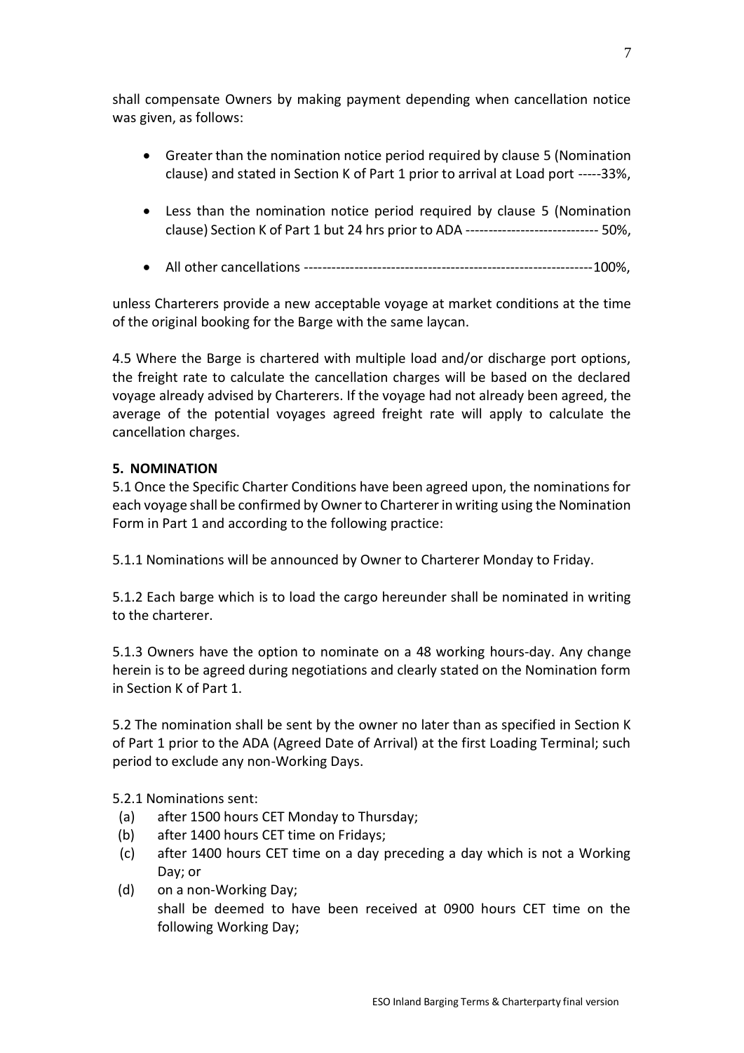shall compensate Owners by making payment depending when cancellation notice was given, as follows:

- Greater than the nomination notice period required by clause 5 (Nomination clause) and stated in Section K of Part 1 prior to arrival at Load port -----33%,
- Less than the nomination notice period required by clause 5 (Nomination clause) Section K of Part 1 but 24 hrs prior to ADA ---------------------------- 50%,
- All other cancellations --------------------------------------------------------------100%,

unless Charterers provide a new acceptable voyage at market conditions at the time of the original booking for the Barge with the same laycan.

4.5 Where the Barge is chartered with multiple load and/or discharge port options, the freight rate to calculate the cancellation charges will be based on the declared voyage already advised by Charterers. If the voyage had not already been agreed, the average of the potential voyages agreed freight rate will apply to calculate the cancellation charges.

**5. NOMINATION**

5.1 Once the Specific Charter Conditions have been agreed upon, the nominations for each voyage shall be confirmed by Owner to Charterer in writing using the Nomination Form in Part 1 and according to the following practice:

5.1.1 Nominations will be announced by Owner to Charterer Monday to Friday.

5.1.2 Each barge which is to load the cargo hereunder shall be nominated in writing to the charterer.

5.1.3 Owners have the option to nominate on a 48 working hours-day. Any change herein is to be agreed during negotiations and clearly stated on the Nomination form in Section K of Part 1.

5.2 The nomination shall be sent by the owner no later than as specified in Section K of Part 1 prior to the ADA (Agreed Date of Arrival) at the first Loading Terminal; such period to exclude any non-Working Days.

5.2.1 Nominations sent:

(a) after 1500 hours CET Monday to Thursday;
(b) after 1400 hours CET time on Fridays;
(c) after 1400 hours CET time on a day preceding a day which is not a Working Day; or
(d) on a non-Working Day;

shall be deemed to have been received at 0900 hours CET time on the following Working Day;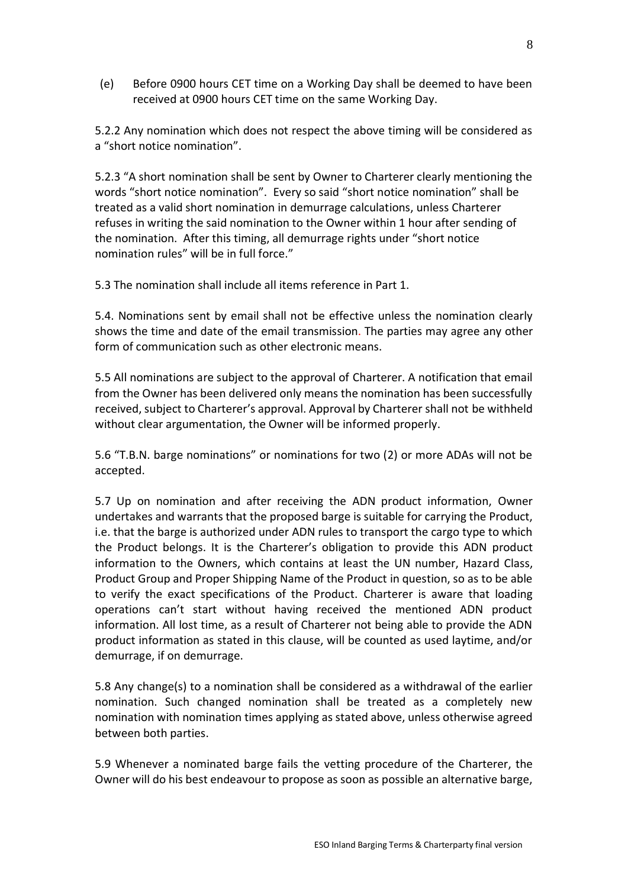(e) Before 0900 hours CET time on a Working Day shall be deemed to have been received at 0900 hours CET time on the same Working Day.

5.2.2 Any nomination which does not respect the above timing will be considered as a "short notice nomination".

5.2.3 "A short nomination shall be sent by Owner to Charterer clearly mentioning the words "short notice nomination". Every so said "short notice nomination" shall be treated as a valid short nomination in demurrage calculations, unless Charterer refuses in writing the said nomination to the Owner within 1 hour after sending of the nomination. After this timing, all demurrage rights under "short notice nomination rules" will be in full force."

5.3 The nomination shall include all items reference in Part 1.

5.4. Nominations sent by email shall not be effective unless the nomination clearly shows the time and date of the email transmission. The parties may agree any other form of communication such as other electronic means.

5.5 All nominations are subject to the approval of Charterer. A notification that email from the Owner has been delivered only means the nomination has been successfully received, subject to Charterer's approval. Approval by Charterer shall not be withheld without clear argumentation, the Owner will be informed properly.

5.6 "T.B.N. barge nominations" or nominations for two (2) or more ADAs will not be accepted.

5.7 Up on nomination and after receiving the ADN product information, Owner undertakes and warrants that the proposed barge is suitable for carrying the Product, i.e. that the barge is authorized under ADN rules to transport the cargo type to which the Product belongs. It is the Charterer's obligation to provide this ADN product information to the Owners, which contains at least the UN number, Hazard Class, Product Group and Proper Shipping Name of the Product in question, so as to be able to verify the exact specifications of the Product. Charterer is aware that loading operations can't start without having received the mentioned ADN product information. All lost time, as a result of Charterer not being able to provide the ADN product information as stated in this clause, will be counted as used laytime, and/or demurrage, if on demurrage.

5.8 Any change(s) to a nomination shall be considered as a withdrawal of the earlier nomination. Such changed nomination shall be treated as a completely new nomination with nomination times applying as stated above, unless otherwise agreed between both parties.

5.9 Whenever a nominated barge fails the vetting procedure of the Charterer, the Owner will do his best endeavour to propose as soon as possible an alternative barge,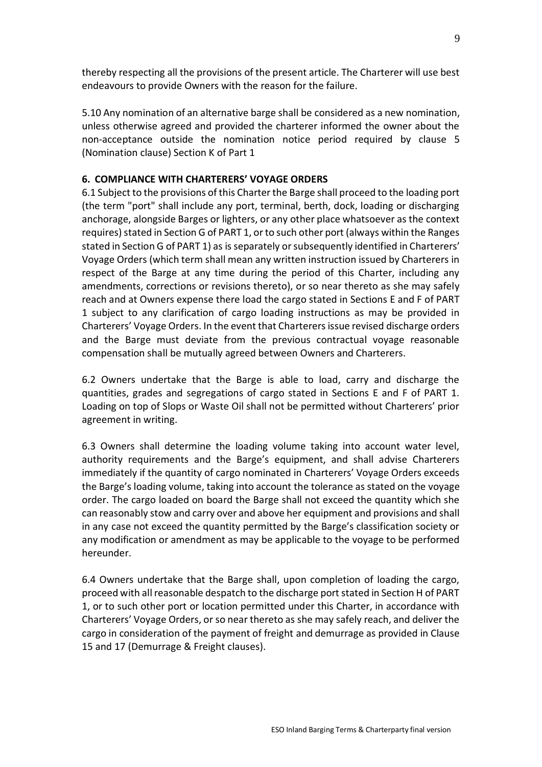thereby respecting all the provisions of the present article. The Charterer will use best endeavours to provide Owners with the reason for the failure.

5.10 Any nomination of an alternative barge shall be considered as a new nomination, unless otherwise agreed and provided the charterer informed the owner about the non-acceptance outside the nomination notice period required by clause 5 (Nomination clause) Section K of Part 1

**6. COMPLIANCE WITH CHARTERERS' VOYAGE ORDERS**

6.1 Subject to the provisions of this Charter the Barge shall proceed to the loading port (the term "port" shall include any port, terminal, berth, dock, loading or discharging anchorage, alongside Barges or lighters, or any other place whatsoever as the context requires) stated in Section G of PART 1, or to such other port (always within the Ranges stated in Section G of PART 1) as is separately or subsequently identified in Charterers' Voyage Orders (which term shall mean any written instruction issued by Charterers in respect of the Barge at any time during the period of this Charter, including any amendments, corrections or revisions thereto), or so near thereto as she may safely reach and at Owners expense there load the cargo stated in Sections E and F of PART 1 subject to any clarification of cargo loading instructions as may be provided in Charterers' Voyage Orders. In the event that Charterers issue revised discharge orders and the Barge must deviate from the previous contractual voyage reasonable compensation shall be mutually agreed between Owners and Charterers.

6.2 Owners undertake that the Barge is able to load, carry and discharge the quantities, grades and segregations of cargo stated in Sections E and F of PART 1. Loading on top of Slops or Waste Oil shall not be permitted without Charterers' prior agreement in writing.

6.3 Owners shall determine the loading volume taking into account water level, authority requirements and the Barge's equipment, and shall advise Charterers immediately if the quantity of cargo nominated in Charterers' Voyage Orders exceeds the Barge's loading volume, taking into account the tolerance as stated on the voyage order. The cargo loaded on board the Barge shall not exceed the quantity which she can reasonably stow and carry over and above her equipment and provisions and shall in any case not exceed the quantity permitted by the Barge's classification society or any modification or amendment as may be applicable to the voyage to be performed hereunder.

6.4 Owners undertake that the Barge shall, upon completion of loading the cargo, proceed with all reasonable despatch to the discharge port stated in Section H of PART 1, or to such other port or location permitted under this Charter, in accordance with Charterers' Voyage Orders, or so near thereto as she may safely reach, and deliver the cargo in consideration of the payment of freight and demurrage as provided in Clause 15 and 17 (Demurrage & Freight clauses).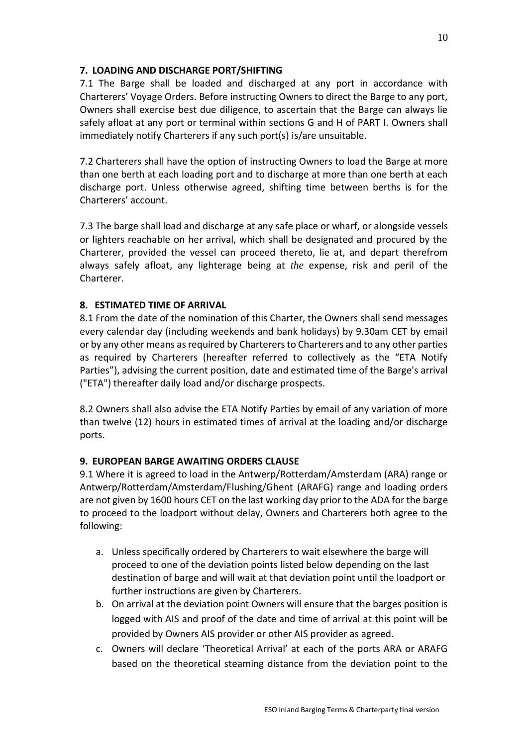## 7. LOADING AND DISCHARGE PORT/SHIFTING

7.1 The Barge shall be loaded and discharged at any port in accordance with Charterers' Voyage Orders. Before instructing Owners to direct the Barge to any port, Owners shall exercise best due diligence, to ascertain that the Barge can always lie safely afloat at any port or terminal within sections G and H of PART I. Owners shall immediately notify Charterers if any such port(s) is/are unsuitable.

7.2 Charterers shall have the option of instructing Owners to load the Barge at more than one berth at each loading port and to discharge at more than one berth at each discharge port. Unless otherwise agreed, shifting time between berths is for the Charterers' account.

7.3 The barge shall load and discharge at any safe place or wharf, or alongside vessels or lighters reachable on her arrival, which shall be designated and procured by the Charterer, provided the vessel can proceed thereto, lie at, and depart therefrom always safely afloat, any lighterage being at *the* expense, risk and peril of the Charterer.

## 8. ESTIMATED TIME OF ARRIVAL

8.1 From the date of the nomination of this Charter, the Owners shall send messages every calendar day (including weekends and bank holidays) by 9.30am CET by email or by any other means as required by Charterers to Charterers and to any other parties as required by Charterers (hereafter referred to collectively as the "ETA Notify Parties"), advising the current position, date and estimated time of the Barge's arrival ("ETA") thereafter daily load and/or discharge prospects.

8.2 Owners shall also advise the ETA Notify Parties by email of any variation of more than twelve (12) hours in estimated times of arrival at the loading and/or discharge ports.

## 9. EUROPEAN BARGE AWAITING ORDERS CLAUSE

9.1 Where it is agreed to load in the Antwerp/Rotterdam/Amsterdam (ARA) range or Antwerp/Rotterdam/Amsterdam/Flushing/Ghent (ARAFG) range and loading orders are not given by 1600 hours CET on the last working day prior to the ADA for the barge to proceed to the loadport without delay, Owners and Charterers both agree to the following:

a. Unless specifically ordered by Charterers to wait elsewhere the barge will proceed to one of the deviation points listed below depending on the last destination of barge and will wait at that deviation point until the loadport or further instructions are given by Charterers.
b. On arrival at the deviation point Owners will ensure that the barges position is logged with AIS and proof of the date and time of arrival at this point will be provided by Owners AIS provider or other AIS provider as agreed.
c. Owners will declare 'Theoretical Arrival' at each of the ports ARA or ARAFG based on the theoretical steaming distance from the deviation point to the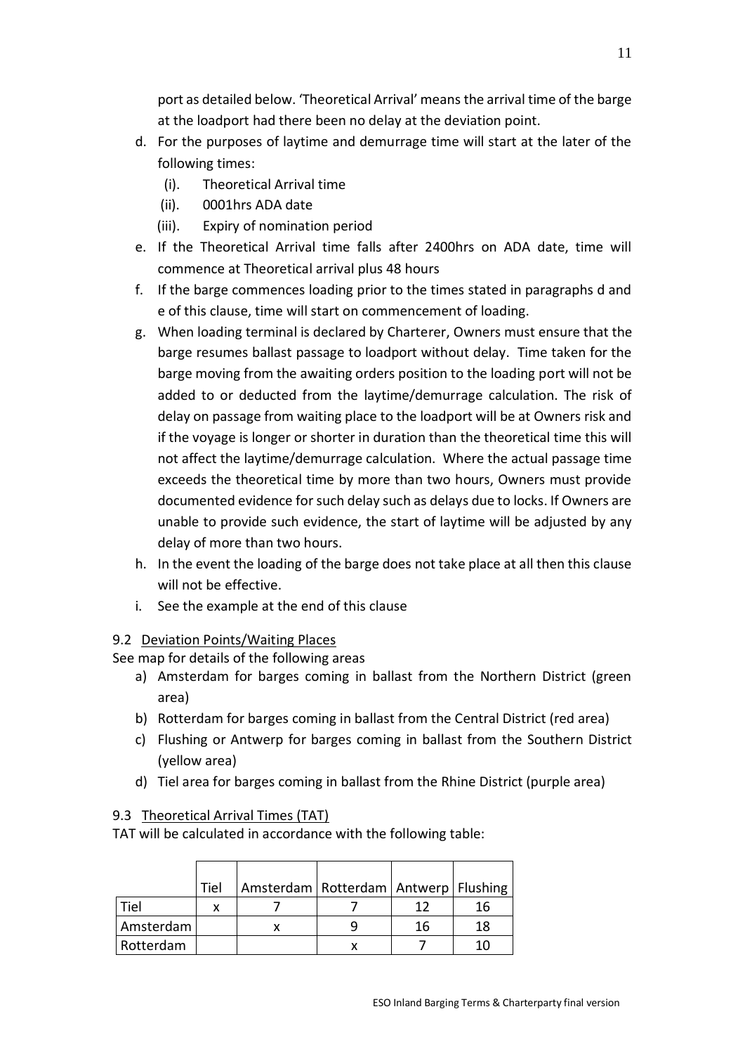port as detailed below. 'Theoretical Arrival' means the arrival time of the barge at the loadport had there been no delay at the deviation point.

d. For the purposes of laytime and demurrage time will start at the later of the following times:
   (i). Theoretical Arrival time
   (ii). 0001hrs ADA date
   (iii). Expiry of nomination period
e. If the Theoretical Arrival time falls after 2400hrs on ADA date, time will commence at Theoretical arrival plus 48 hours
f. If the barge commences loading prior to the times stated in paragraphs d and e of this clause, time will start on commencement of loading.
g. When loading terminal is declared by Charterer, Owners must ensure that the barge resumes ballast passage to loadport without delay. Time taken for the barge moving from the awaiting orders position to the loading port will not be added to or deducted from the laytime/demurrage calculation. The risk of delay on passage from waiting place to the loadport will be at Owners risk and if the voyage is longer or shorter in duration than the theoretical time this will not affect the laytime/demurrage calculation. Where the actual passage time exceeds the theoretical time by more than two hours, Owners must provide documented evidence for such delay such as delays due to locks. If Owners are unable to provide such evidence, the start of laytime will be adjusted by any delay of more than two hours.
h. In the event the loading of the barge does not take place at all then this clause will not be effective.
i. See the example at the end of this clause

9.2 Deviation Points/Waiting Places

See map for details of the following areas

a) Amsterdam for barges coming in ballast from the Northern District (green area)
b) Rotterdam for barges coming in ballast from the Central District (red area)
c) Flushing or Antwerp for barges coming in ballast from the Southern District (yellow area)
d) Tiel area for barges coming in ballast from the Rhine District (purple area)

9.3 Theoretical Arrival Times (TAT)

TAT will be calculated in accordance with the following table:

| | Tiel | Amsterdam | Rotterdam | Antwerp | Flushing |
|---|---|---|---|---|---|
| Tiel | x | 7 | 7 | 12 | 16 |
| Amsterdam | | x | 9 | 16 | 18 |
| Rotterdam | | | x | 7 | 10 |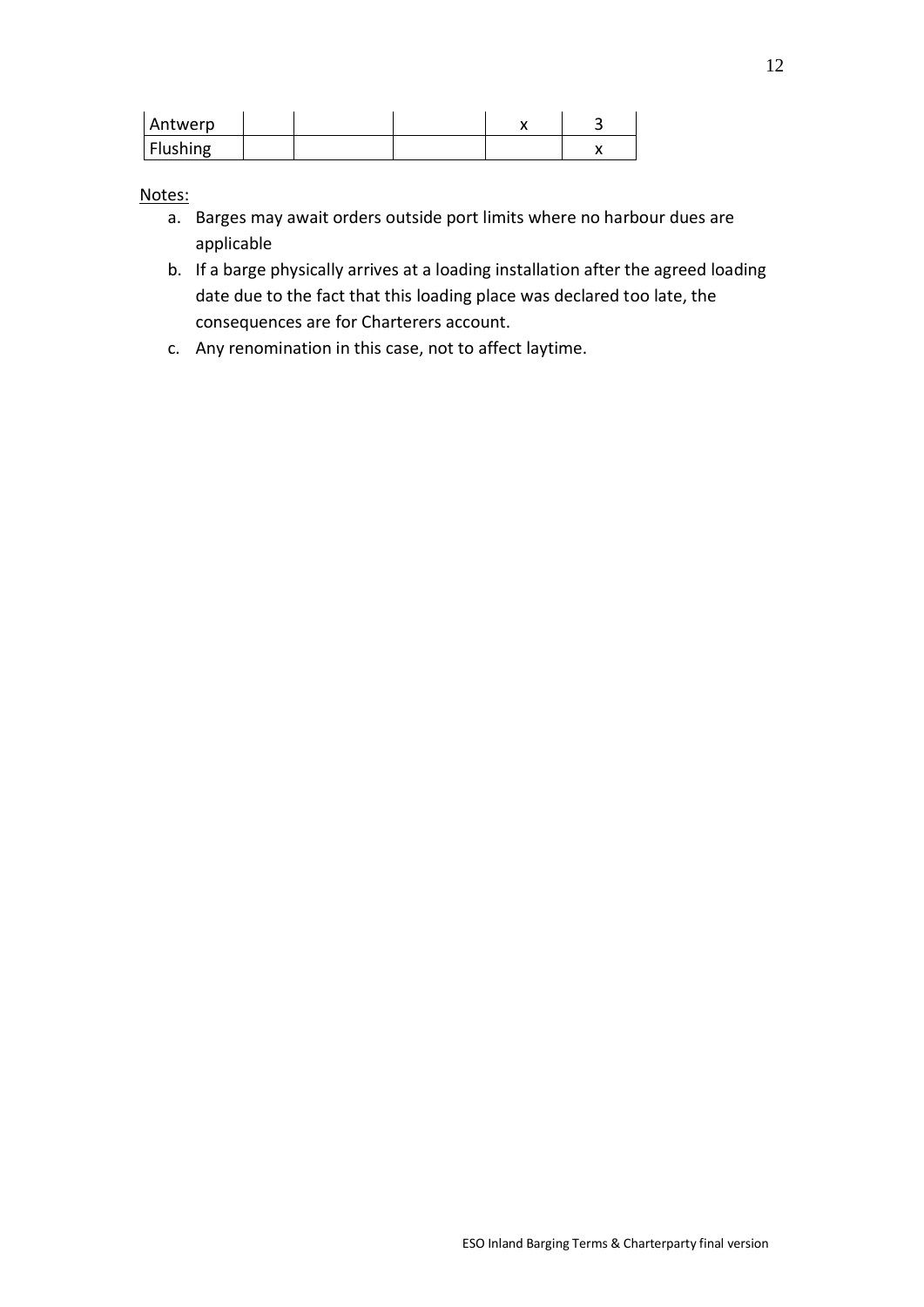| Antwerp | | | | x | 3 |
| --- | --- | --- | --- | --- | --- |
| Flushing | | | | | x |

Notes:

a. Barges may await orders outside port limits where no harbour dues are applicable

b. If a barge physically arrives at a loading installation after the agreed loading date due to the fact that this loading place was declared too late, the consequences are for Charterers account.

c. Any renomination in this case, not to affect laytime.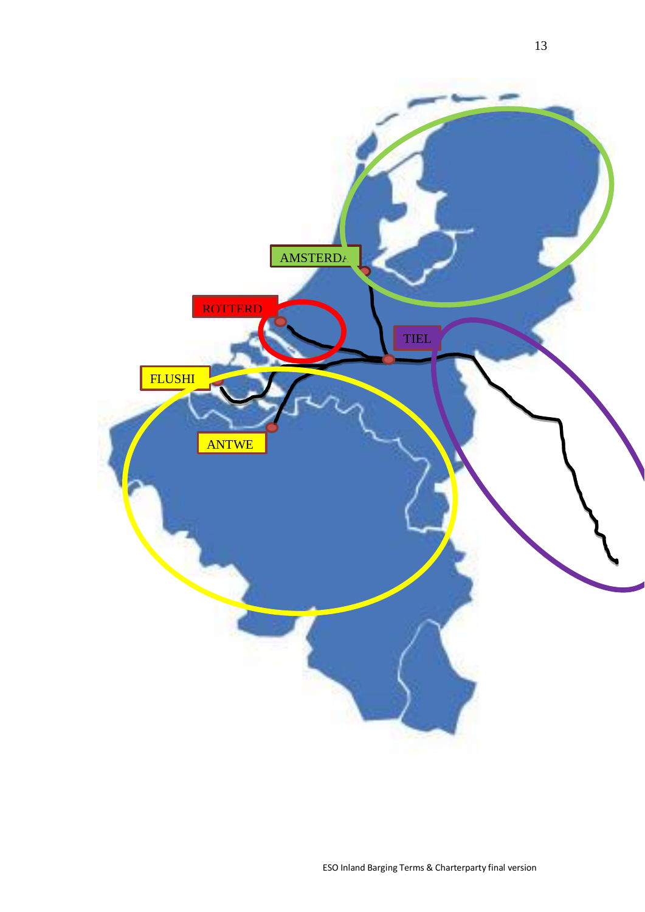AMSTERDA

ROTTERD

TIEL

FLUSHI

ANTWE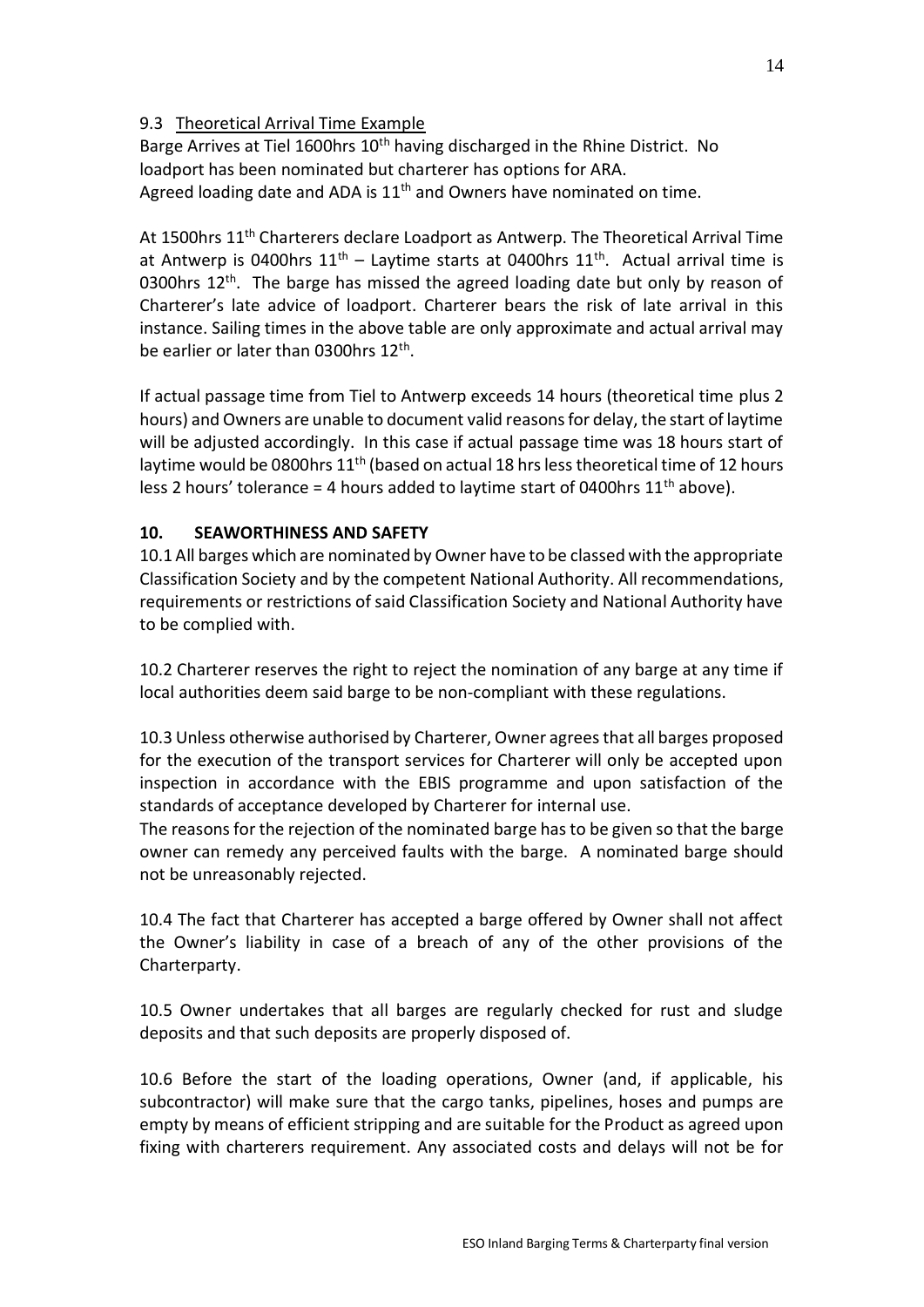9.3 Theoretical Arrival Time Example

Barge Arrives at Tiel 1600hrs 10th having discharged in the Rhine District. No loadport has been nominated but charterer has options for ARA.
Agreed loading date and ADA is 11th and Owners have nominated on time.

At 1500hrs 11th Charterers declare Loadport as Antwerp. The Theoretical Arrival Time at Antwerp is 0400hrs 11th – Laytime starts at 0400hrs 11th. Actual arrival time is 0300hrs 12th. The barge has missed the agreed loading date but only by reason of Charterer's late advice of loadport. Charterer bears the risk of late arrival in this instance. Sailing times in the above table are only approximate and actual arrival may be earlier or later than 0300hrs 12th.

If actual passage time from Tiel to Antwerp exceeds 14 hours (theoretical time plus 2 hours) and Owners are unable to document valid reasons for delay, the start of laytime will be adjusted accordingly. In this case if actual passage time was 18 hours start of laytime would be 0800hrs 11th (based on actual 18 hrs less theoretical time of 12 hours less 2 hours' tolerance = 4 hours added to laytime start of 0400hrs 11th above).

## 10. SEAWORTHINESS AND SAFETY

10.1 All barges which are nominated by Owner have to be classed with the appropriate Classification Society and by the competent National Authority. All recommendations, requirements or restrictions of said Classification Society and National Authority have to be complied with.

10.2 Charterer reserves the right to reject the nomination of any barge at any time if local authorities deem said barge to be non-compliant with these regulations.

10.3 Unless otherwise authorised by Charterer, Owner agrees that all barges proposed for the execution of the transport services for Charterer will only be accepted upon inspection in accordance with the EBIS programme and upon satisfaction of the standards of acceptance developed by Charterer for internal use.
The reasons for the rejection of the nominated barge has to be given so that the barge owner can remedy any perceived faults with the barge. A nominated barge should not be unreasonably rejected.

10.4 The fact that Charterer has accepted a barge offered by Owner shall not affect the Owner's liability in case of a breach of any of the other provisions of the Charterparty.

10.5 Owner undertakes that all barges are regularly checked for rust and sludge deposits and that such deposits are properly disposed of.

10.6 Before the start of the loading operations, Owner (and, if applicable, his subcontractor) will make sure that the cargo tanks, pipelines, hoses and pumps are empty by means of efficient stripping and are suitable for the Product as agreed upon fixing with charterers requirement. Any associated costs and delays will not be for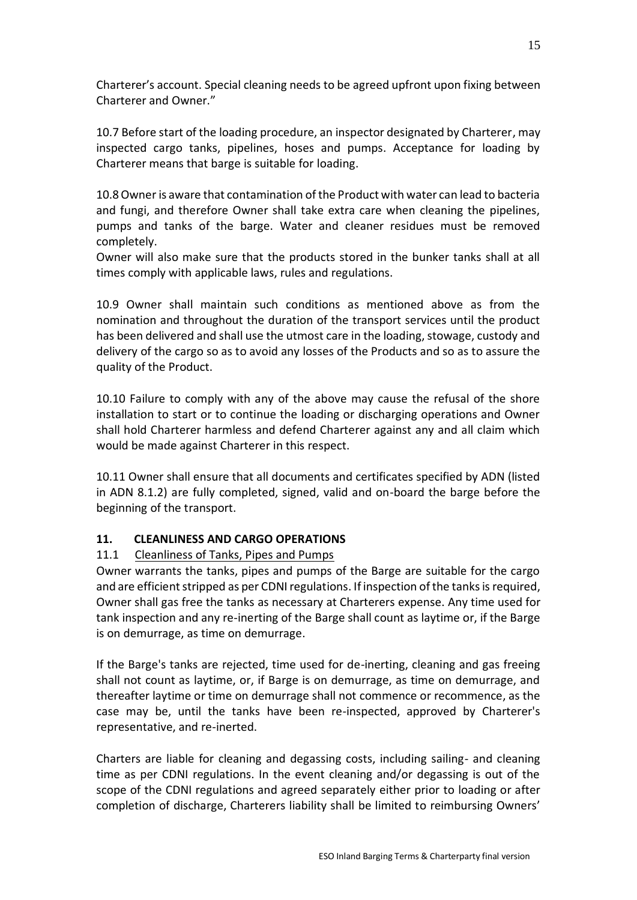Charterer's account. Special cleaning needs to be agreed upfront upon fixing between Charterer and Owner."

10.7 Before start of the loading procedure, an inspector designated by Charterer, may inspected cargo tanks, pipelines, hoses and pumps. Acceptance for loading by Charterer means that barge is suitable for loading.

10.8 Owner is aware that contamination of the Product with water can lead to bacteria and fungi, and therefore Owner shall take extra care when cleaning the pipelines, pumps and tanks of the barge. Water and cleaner residues must be removed completely.
Owner will also make sure that the products stored in the bunker tanks shall at all times comply with applicable laws, rules and regulations.

10.9 Owner shall maintain such conditions as mentioned above as from the nomination and throughout the duration of the transport services until the product has been delivered and shall use the utmost care in the loading, stowage, custody and delivery of the cargo so as to avoid any losses of the Products and so as to assure the quality of the Product.

10.10 Failure to comply with any of the above may cause the refusal of the shore installation to start or to continue the loading or discharging operations and Owner shall hold Charterer harmless and defend Charterer against any and all claim which would be made against Charterer in this respect.

10.11 Owner shall ensure that all documents and certificates specified by ADN (listed in ADN 8.1.2) are fully completed, signed, valid and on-board the barge before the beginning of the transport.

## 11. CLEANLINESS AND CARGO OPERATIONS

11.1 Cleanliness of Tanks, Pipes and Pumps

Owner warrants the tanks, pipes and pumps of the Barge are suitable for the cargo and are efficient stripped as per CDNI regulations. If inspection of the tanks is required, Owner shall gas free the tanks as necessary at Charterers expense. Any time used for tank inspection and any re-inerting of the Barge shall count as laytime or, if the Barge is on demurrage, as time on demurrage.

If the Barge's tanks are rejected, time used for de-inerting, cleaning and gas freeing shall not count as laytime, or, if Barge is on demurrage, as time on demurrage, and thereafter laytime or time on demurrage shall not commence or recommence, as the case may be, until the tanks have been re-inspected, approved by Charterer's representative, and re-inerted.

Charters are liable for cleaning and degassing costs, including sailing- and cleaning time as per CDNI regulations. In the event cleaning and/or degassing is out of the scope of the CDNI regulations and agreed separately either prior to loading or after completion of discharge, Charterers liability shall be limited to reimbursing Owners'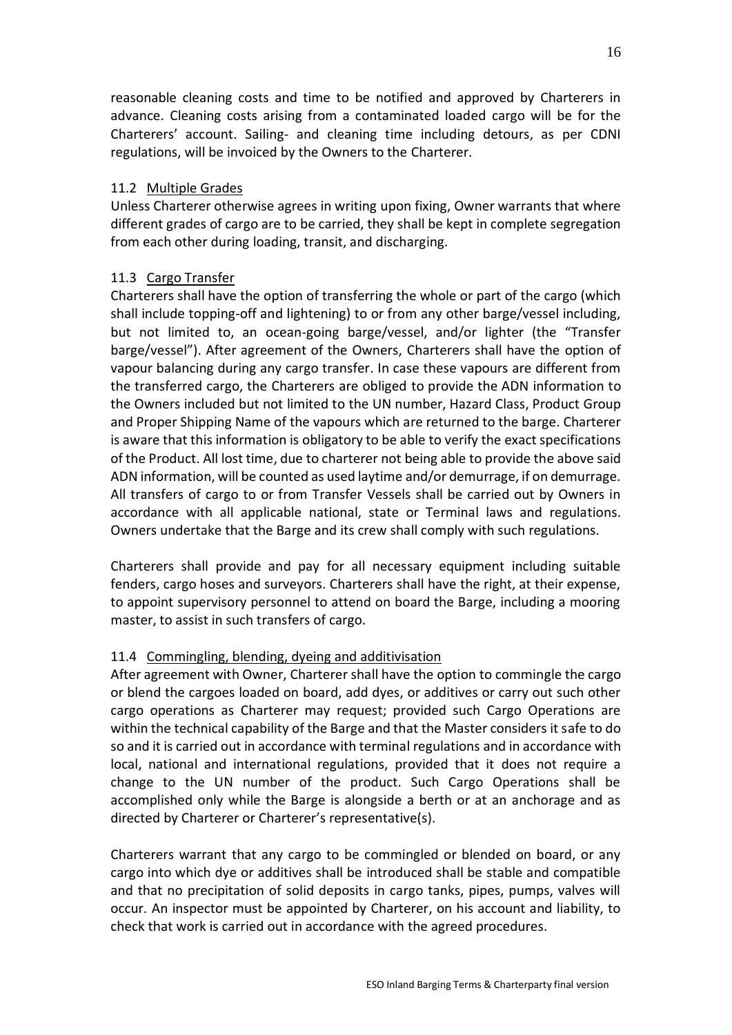reasonable cleaning costs and time to be notified and approved by Charterers in advance. Cleaning costs arising from a contaminated loaded cargo will be for the Charterers' account. Sailing- and cleaning time including detours, as per CDNI regulations, will be invoiced by the Owners to the Charterer.

11.2 <u>Multiple Grades</u>

Unless Charterer otherwise agrees in writing upon fixing, Owner warrants that where different grades of cargo are to be carried, they shall be kept in complete segregation from each other during loading, transit, and discharging.

11.3 <u>Cargo Transfer</u>

Charterers shall have the option of transferring the whole or part of the cargo (which shall include topping-off and lightening) to or from any other barge/vessel including, but not limited to, an ocean-going barge/vessel, and/or lighter (the "Transfer barge/vessel"). After agreement of the Owners, Charterers shall have the option of vapour balancing during any cargo transfer. In case these vapours are different from the transferred cargo, the Charterers are obliged to provide the ADN information to the Owners included but not limited to the UN number, Hazard Class, Product Group and Proper Shipping Name of the vapours which are returned to the barge. Charterer is aware that this information is obligatory to be able to verify the exact specifications of the Product. All lost time, due to charterer not being able to provide the above said ADN information, will be counted as used laytime and/or demurrage, if on demurrage. All transfers of cargo to or from Transfer Vessels shall be carried out by Owners in accordance with all applicable national, state or Terminal laws and regulations. Owners undertake that the Barge and its crew shall comply with such regulations.

Charterers shall provide and pay for all necessary equipment including suitable fenders, cargo hoses and surveyors. Charterers shall have the right, at their expense, to appoint supervisory personnel to attend on board the Barge, including a mooring master, to assist in such transfers of cargo.

11.4 <u>Commingling, blending, dyeing and additivisation</u>

After agreement with Owner, Charterer shall have the option to commingle the cargo or blend the cargoes loaded on board, add dyes, or additives or carry out such other cargo operations as Charterer may request; provided such Cargo Operations are within the technical capability of the Barge and that the Master considers it safe to do so and it is carried out in accordance with terminal regulations and in accordance with local, national and international regulations, provided that it does not require a change to the UN number of the product. Such Cargo Operations shall be accomplished only while the Barge is alongside a berth or at an anchorage and as directed by Charterer or Charterer's representative(s).

Charterers warrant that any cargo to be commingled or blended on board, or any cargo into which dye or additives shall be introduced shall be stable and compatible and that no precipitation of solid deposits in cargo tanks, pipes, pumps, valves will occur. An inspector must be appointed by Charterer, on his account and liability, to check that work is carried out in accordance with the agreed procedures.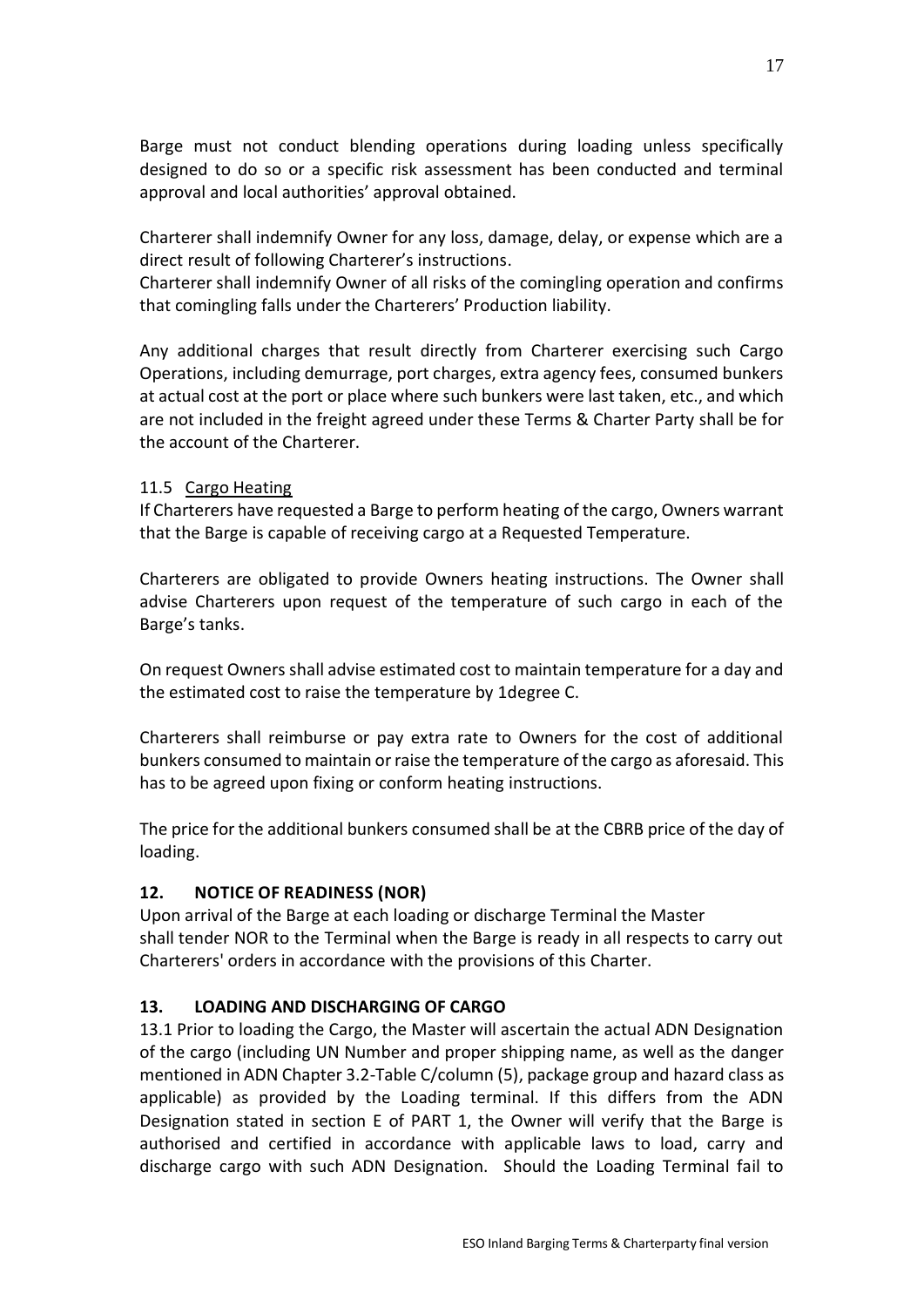Barge must not conduct blending operations during loading unless specifically designed to do so or a specific risk assessment has been conducted and terminal approval and local authorities' approval obtained.

Charterer shall indemnify Owner for any loss, damage, delay, or expense which are a direct result of following Charterer's instructions.
Charterer shall indemnify Owner of all risks of the comingling operation and confirms that comingling falls under the Charterers' Production liability.

Any additional charges that result directly from Charterer exercising such Cargo Operations, including demurrage, port charges, extra agency fees, consumed bunkers at actual cost at the port or place where such bunkers were last taken, etc., and which are not included in the freight agreed under these Terms & Charter Party shall be for the account of the Charterer.

11.5 Cargo Heating

If Charterers have requested a Barge to perform heating of the cargo, Owners warrant that the Barge is capable of receiving cargo at a Requested Temperature.

Charterers are obligated to provide Owners heating instructions. The Owner shall advise Charterers upon request of the temperature of such cargo in each of the Barge's tanks.

On request Owners shall advise estimated cost to maintain temperature for a day and the estimated cost to raise the temperature by 1degree C.

Charterers shall reimburse or pay extra rate to Owners for the cost of additional bunkers consumed to maintain or raise the temperature of the cargo as aforesaid. This has to be agreed upon fixing or conform heating instructions.

The price for the additional bunkers consumed shall be at the CBRB price of the day of loading.

## 12. NOTICE OF READINESS (NOR)

Upon arrival of the Barge at each loading or discharge Terminal the Master shall tender NOR to the Terminal when the Barge is ready in all respects to carry out Charterers' orders in accordance with the provisions of this Charter.

## 13. LOADING AND DISCHARGING OF CARGO

13.1 Prior to loading the Cargo, the Master will ascertain the actual ADN Designation of the cargo (including UN Number and proper shipping name, as well as the danger mentioned in ADN Chapter 3.2-Table C/column (5), package group and hazard class as applicable) as provided by the Loading terminal. If this differs from the ADN Designation stated in section E of PART 1, the Owner will verify that the Barge is authorised and certified in accordance with applicable laws to load, carry and discharge cargo with such ADN Designation. Should the Loading Terminal fail to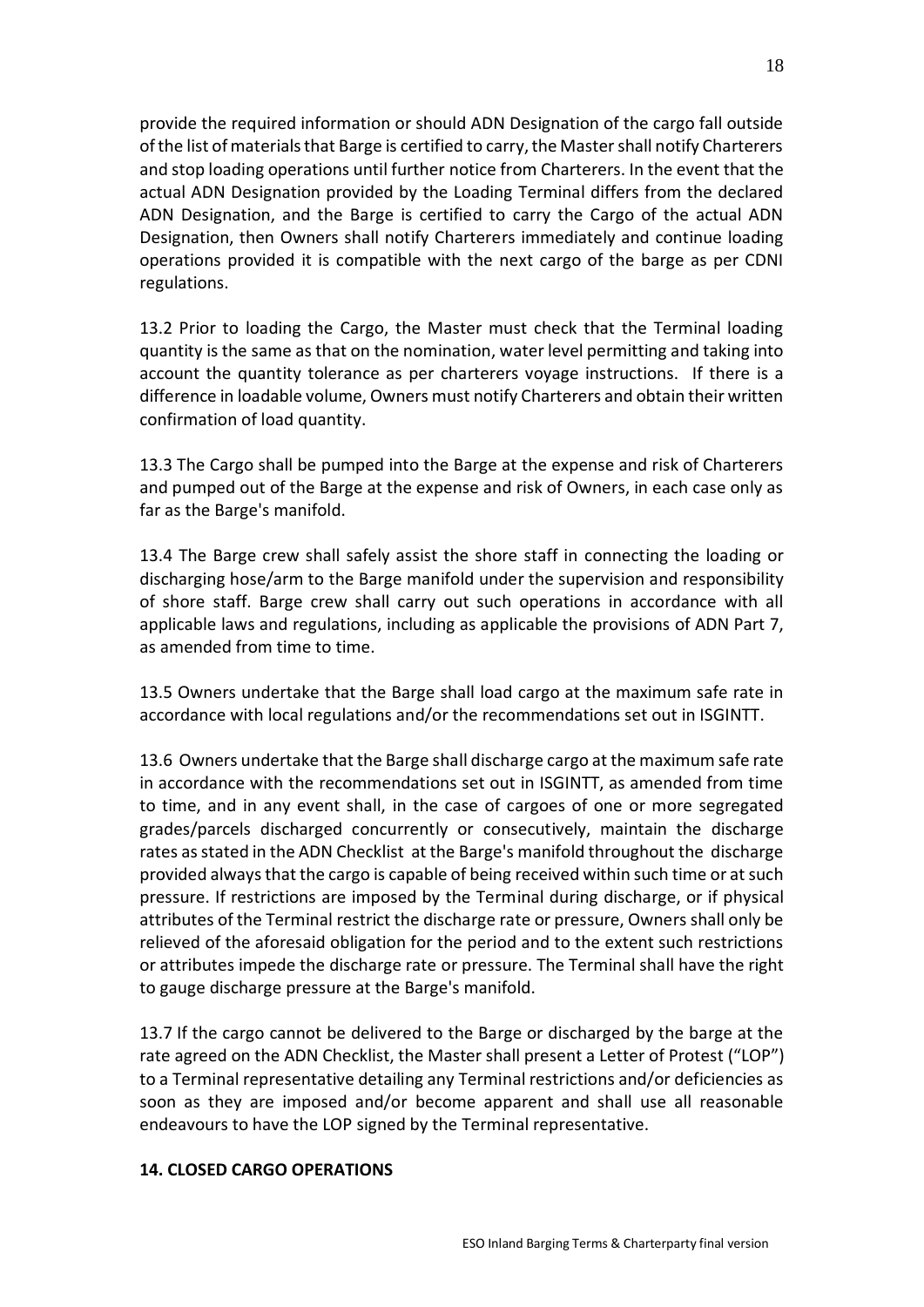provide the required information or should ADN Designation of the cargo fall outside of the list of materials that Barge is certified to carry, the Master shall notify Charterers and stop loading operations until further notice from Charterers. In the event that the actual ADN Designation provided by the Loading Terminal differs from the declared ADN Designation, and the Barge is certified to carry the Cargo of the actual ADN Designation, then Owners shall notify Charterers immediately and continue loading operations provided it is compatible with the next cargo of the barge as per CDNI regulations.

13.2 Prior to loading the Cargo, the Master must check that the Terminal loading quantity is the same as that on the nomination, water level permitting and taking into account the quantity tolerance as per charterers voyage instructions. If there is a difference in loadable volume, Owners must notify Charterers and obtain their written confirmation of load quantity.

13.3 The Cargo shall be pumped into the Barge at the expense and risk of Charterers and pumped out of the Barge at the expense and risk of Owners, in each case only as far as the Barge's manifold.

13.4 The Barge crew shall safely assist the shore staff in connecting the loading or discharging hose/arm to the Barge manifold under the supervision and responsibility of shore staff. Barge crew shall carry out such operations in accordance with all applicable laws and regulations, including as applicable the provisions of ADN Part 7, as amended from time to time.

13.5 Owners undertake that the Barge shall load cargo at the maximum safe rate in accordance with local regulations and/or the recommendations set out in ISGINTT.

13.6 Owners undertake that the Barge shall discharge cargo at the maximum safe rate in accordance with the recommendations set out in ISGINTT, as amended from time to time, and in any event shall, in the case of cargoes of one or more segregated grades/parcels discharged concurrently or consecutively, maintain the discharge rates as stated in the ADN Checklist at the Barge's manifold throughout the discharge provided always that the cargo is capable of being received within such time or at such pressure. If restrictions are imposed by the Terminal during discharge, or if physical attributes of the Terminal restrict the discharge rate or pressure, Owners shall only be relieved of the aforesaid obligation for the period and to the extent such restrictions or attributes impede the discharge rate or pressure. The Terminal shall have the right to gauge discharge pressure at the Barge's manifold.

13.7 If the cargo cannot be delivered to the Barge or discharged by the barge at the rate agreed on the ADN Checklist, the Master shall present a Letter of Protest ("LOP") to a Terminal representative detailing any Terminal restrictions and/or deficiencies as soon as they are imposed and/or become apparent and shall use all reasonable endeavours to have the LOP signed by the Terminal representative.

## 14. CLOSED CARGO OPERATIONS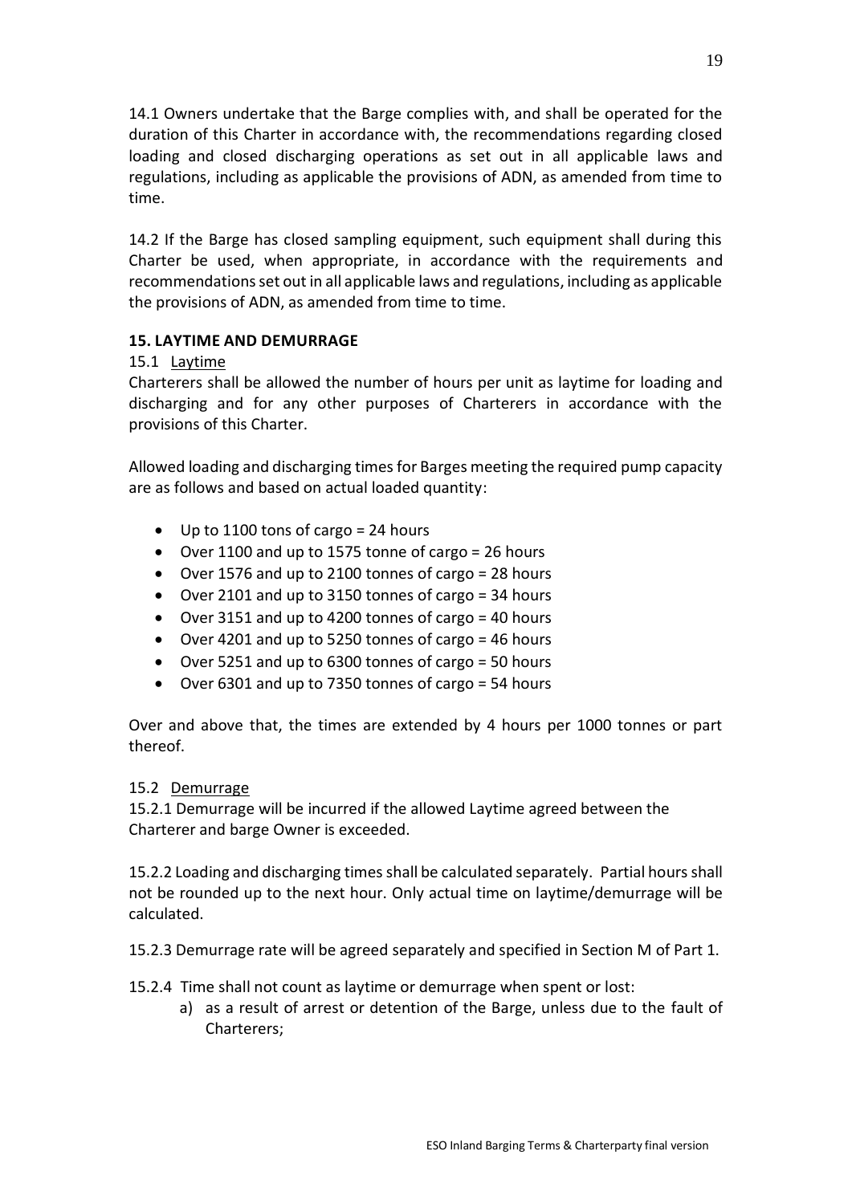14.1 Owners undertake that the Barge complies with, and shall be operated for the duration of this Charter in accordance with, the recommendations regarding closed loading and closed discharging operations as set out in all applicable laws and regulations, including as applicable the provisions of ADN, as amended from time to time.

14.2 If the Barge has closed sampling equipment, such equipment shall during this Charter be used, when appropriate, in accordance with the requirements and recommendations set out in all applicable laws and regulations, including as applicable the provisions of ADN, as amended from time to time.

**15. LAYTIME AND DEMURRAGE**

15.1 Laytime

Charterers shall be allowed the number of hours per unit as laytime for loading and discharging and for any other purposes of Charterers in accordance with the provisions of this Charter.

Allowed loading and discharging times for Barges meeting the required pump capacity are as follows and based on actual loaded quantity:

- Up to 1100 tons of cargo = 24 hours
- Over 1100 and up to 1575 tonne of cargo = 26 hours
- Over 1576 and up to 2100 tonnes of cargo = 28 hours
- Over 2101 and up to 3150 tonnes of cargo = 34 hours
- Over 3151 and up to 4200 tonnes of cargo = 40 hours
- Over 4201 and up to 5250 tonnes of cargo = 46 hours
- Over 5251 and up to 6300 tonnes of cargo = 50 hours
- Over 6301 and up to 7350 tonnes of cargo = 54 hours

Over and above that, the times are extended by 4 hours per 1000 tonnes or part thereof.

15.2 Demurrage

15.2.1 Demurrage will be incurred if the allowed Laytime agreed between the Charterer and barge Owner is exceeded.

15.2.2 Loading and discharging times shall be calculated separately. Partial hours shall not be rounded up to the next hour. Only actual time on laytime/demurrage will be calculated.

15.2.3 Demurrage rate will be agreed separately and specified in Section M of Part 1.

15.2.4 Time shall not count as laytime or demurrage when spent or lost:

a) as a result of arrest or detention of the Barge, unless due to the fault of Charterers;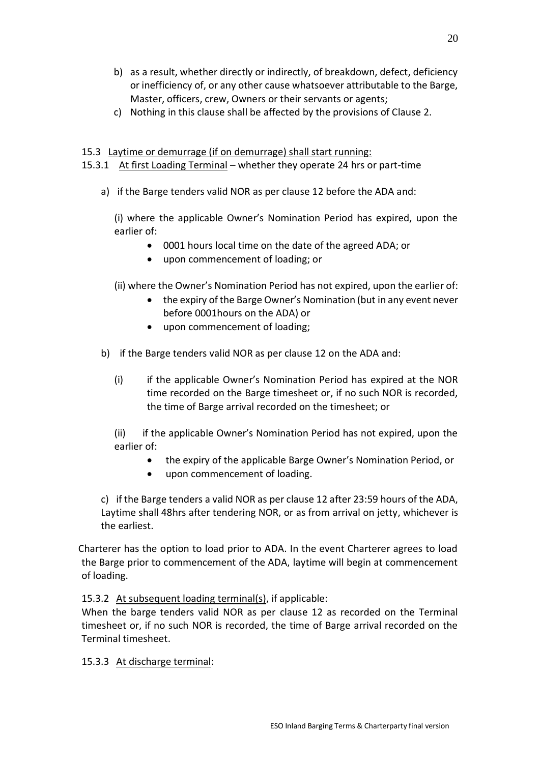b) as a result, whether directly or indirectly, of breakdown, defect, deficiency or inefficiency of, or any other cause whatsoever attributable to the Barge, Master, officers, crew, Owners or their servants or agents;

c) Nothing in this clause shall be affected by the provisions of Clause 2.

15.3 <u>Laytime or demurrage (if on demurrage) shall start running:</u>

15.3.1 <u>At first Loading Terminal</u> – whether they operate 24 hrs or part-time

a) if the Barge tenders valid NOR as per clause 12 before the ADA and:

(i) where the applicable Owner's Nomination Period has expired, upon the earlier of:

- 0001 hours local time on the date of the agreed ADA; or
- upon commencement of loading; or

(ii) where the Owner's Nomination Period has not expired, upon the earlier of:

- the expiry of the Barge Owner's Nomination (but in any event never before 0001hours on the ADA) or
- upon commencement of loading;

b) if the Barge tenders valid NOR as per clause 12 on the ADA and:

(i) if the applicable Owner's Nomination Period has expired at the NOR time recorded on the Barge timesheet or, if no such NOR is recorded, the time of Barge arrival recorded on the timesheet; or

(ii) if the applicable Owner's Nomination Period has not expired, upon the earlier of:

- the expiry of the applicable Barge Owner's Nomination Period, or
- upon commencement of loading.

c) if the Barge tenders a valid NOR as per clause 12 after 23:59 hours of the ADA, Laytime shall 48hrs after tendering NOR, or as from arrival on jetty, whichever is the earliest.

Charterer has the option to load prior to ADA. In the event Charterer agrees to load the Barge prior to commencement of the ADA, laytime will begin at commencement of loading.

15.3.2 <u>At subsequent loading terminal(s)</u>, if applicable:
When the barge tenders valid NOR as per clause 12 as recorded on the Terminal timesheet or, if no such NOR is recorded, the time of Barge arrival recorded on the Terminal timesheet.

15.3.3 <u>At discharge terminal</u>: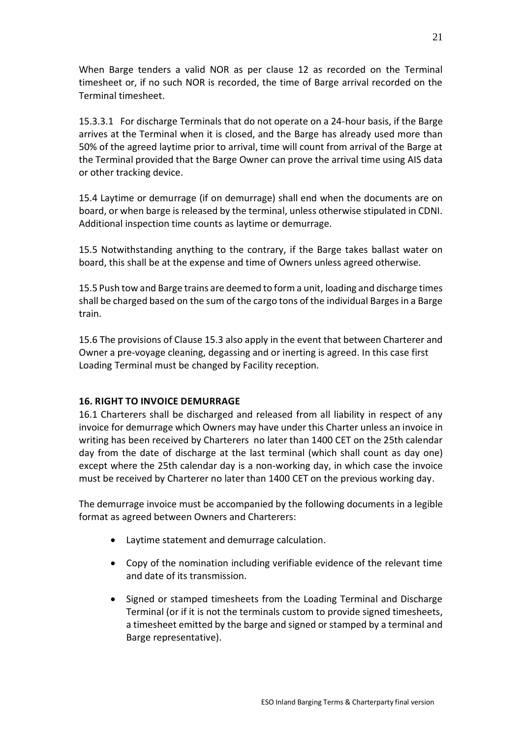When Barge tenders a valid NOR as per clause 12 as recorded on the Terminal timesheet or, if no such NOR is recorded, the time of Barge arrival recorded on the Terminal timesheet.

15.3.3.1 For discharge Terminals that do not operate on a 24-hour basis, if the Barge arrives at the Terminal when it is closed, and the Barge has already used more than 50% of the agreed laytime prior to arrival, time will count from arrival of the Barge at the Terminal provided that the Barge Owner can prove the arrival time using AIS data or other tracking device.

15.4 Laytime or demurrage (if on demurrage) shall end when the documents are on board, or when barge is released by the terminal, unless otherwise stipulated in CDNI. Additional inspection time counts as laytime or demurrage.

15.5 Notwithstanding anything to the contrary, if the Barge takes ballast water on board, this shall be at the expense and time of Owners unless agreed otherwise.

15.5 Push tow and Barge trains are deemed to form a unit, loading and discharge times shall be charged based on the sum of the cargo tons of the individual Barges in a Barge train.

15.6 The provisions of Clause 15.3 also apply in the event that between Charterer and Owner a pre-voyage cleaning, degassing and or inerting is agreed. In this case first Loading Terminal must be changed by Facility reception.

**16. RIGHT TO INVOICE DEMURRAGE**

16.1 Charterers shall be discharged and released from all liability in respect of any invoice for demurrage which Owners may have under this Charter unless an invoice in writing has been received by Charterers no later than 1400 CET on the 25th calendar day from the date of discharge at the last terminal (which shall count as day one) except where the 25th calendar day is a non-working day, in which case the invoice must be received by Charterer no later than 1400 CET on the previous working day.

The demurrage invoice must be accompanied by the following documents in a legible format as agreed between Owners and Charterers:

- Laytime statement and demurrage calculation.
- Copy of the nomination including verifiable evidence of the relevant time and date of its transmission.
- Signed or stamped timesheets from the Loading Terminal and Discharge Terminal (or if it is not the terminals custom to provide signed timesheets, a timesheet emitted by the barge and signed or stamped by a terminal and Barge representative).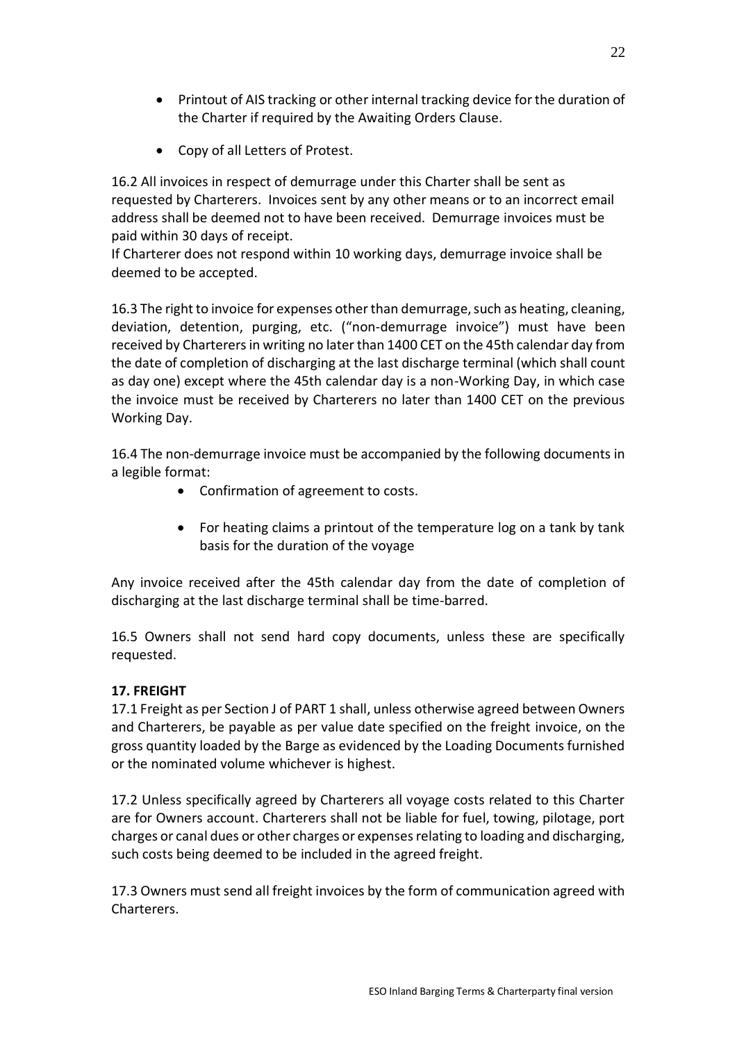- Printout of AIS tracking or other internal tracking device for the duration of the Charter if required by the Awaiting Orders Clause.

- Copy of all Letters of Protest.

16.2 All invoices in respect of demurrage under this Charter shall be sent as requested by Charterers. Invoices sent by any other means or to an incorrect email address shall be deemed not to have been received. Demurrage invoices must be paid within 30 days of receipt.
If Charterer does not respond within 10 working days, demurrage invoice shall be deemed to be accepted.

16.3 The right to invoice for expenses other than demurrage, such as heating, cleaning, deviation, detention, purging, etc. ("non-demurrage invoice") must have been received by Charterers in writing no later than 1400 CET on the 45th calendar day from the date of completion of discharging at the last discharge terminal (which shall count as day one) except where the 45th calendar day is a non-Working Day, in which case the invoice must be received by Charterers no later than 1400 CET on the previous Working Day.

16.4 The non-demurrage invoice must be accompanied by the following documents in a legible format:

- Confirmation of agreement to costs.

- For heating claims a printout of the temperature log on a tank by tank basis for the duration of the voyage

Any invoice received after the 45th calendar day from the date of completion of discharging at the last discharge terminal shall be time-barred.

16.5 Owners shall not send hard copy documents, unless these are specifically requested.

**17. FREIGHT**

17.1 Freight as per Section J of PART 1 shall, unless otherwise agreed between Owners and Charterers, be payable as per value date specified on the freight invoice, on the gross quantity loaded by the Barge as evidenced by the Loading Documents furnished or the nominated volume whichever is highest.

17.2 Unless specifically agreed by Charterers all voyage costs related to this Charter are for Owners account. Charterers shall not be liable for fuel, towing, pilotage, port charges or canal dues or other charges or expenses relating to loading and discharging, such costs being deemed to be included in the agreed freight.

17.3 Owners must send all freight invoices by the form of communication agreed with Charterers.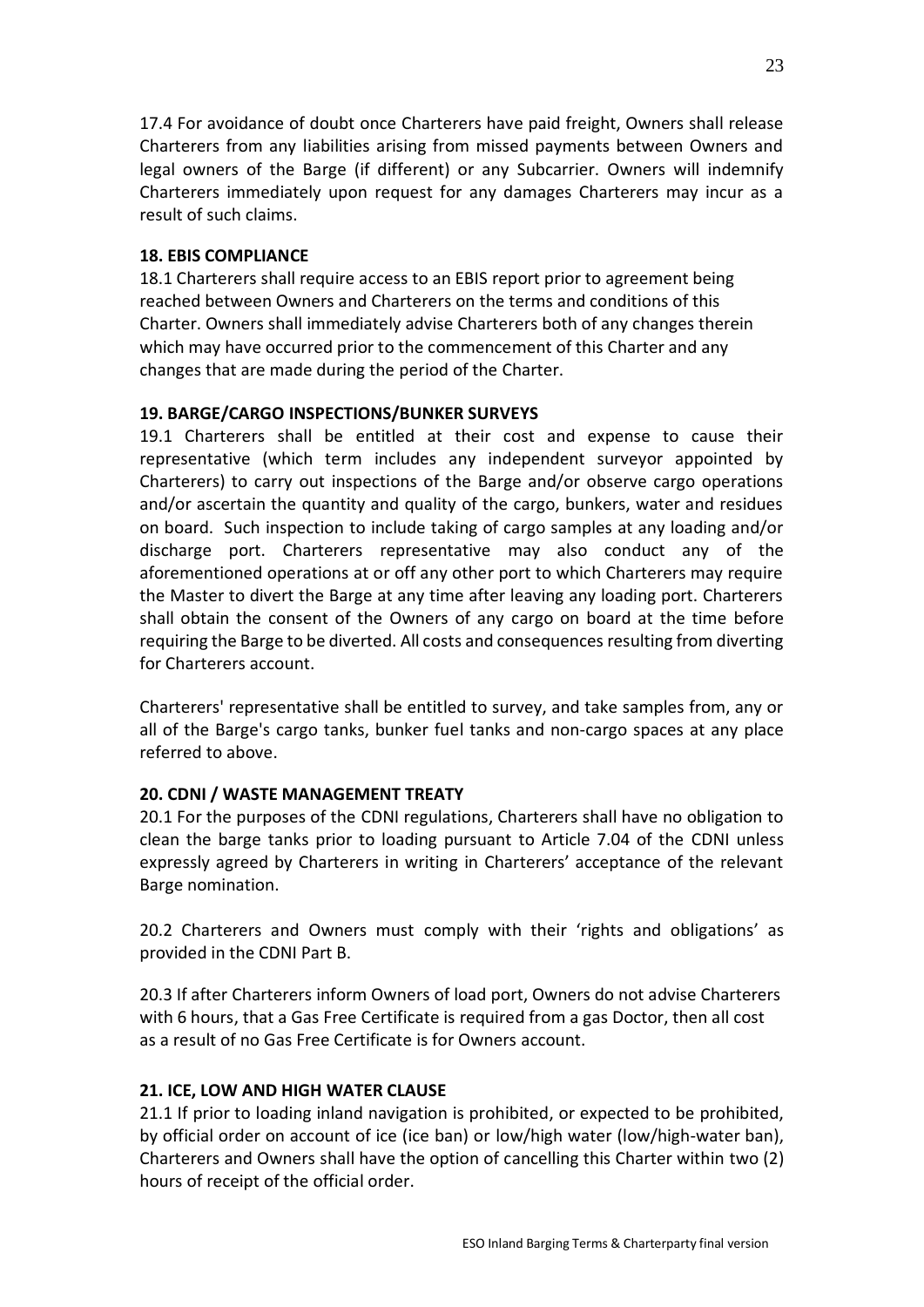17.4 For avoidance of doubt once Charterers have paid freight, Owners shall release Charterers from any liabilities arising from missed payments between Owners and legal owners of the Barge (if different) or any Subcarrier. Owners will indemnify Charterers immediately upon request for any damages Charterers may incur as a result of such claims.

**18. EBIS COMPLIANCE**

18.1 Charterers shall require access to an EBIS report prior to agreement being reached between Owners and Charterers on the terms and conditions of this Charter. Owners shall immediately advise Charterers both of any changes therein which may have occurred prior to the commencement of this Charter and any changes that are made during the period of the Charter.

**19. BARGE/CARGO INSPECTIONS/BUNKER SURVEYS**

19.1 Charterers shall be entitled at their cost and expense to cause their representative (which term includes any independent surveyor appointed by Charterers) to carry out inspections of the Barge and/or observe cargo operations and/or ascertain the quantity and quality of the cargo, bunkers, water and residues on board. Such inspection to include taking of cargo samples at any loading and/or discharge port. Charterers representative may also conduct any of the aforementioned operations at or off any other port to which Charterers may require the Master to divert the Barge at any time after leaving any loading port. Charterers shall obtain the consent of the Owners of any cargo on board at the time before requiring the Barge to be diverted. All costs and consequences resulting from diverting for Charterers account.

Charterers' representative shall be entitled to survey, and take samples from, any or all of the Barge's cargo tanks, bunker fuel tanks and non-cargo spaces at any place referred to above.

**20. CDNI / WASTE MANAGEMENT TREATY**

20.1 For the purposes of the CDNI regulations, Charterers shall have no obligation to clean the barge tanks prior to loading pursuant to Article 7.04 of the CDNI unless expressly agreed by Charterers in writing in Charterers' acceptance of the relevant Barge nomination.

20.2 Charterers and Owners must comply with their 'rights and obligations' as provided in the CDNI Part B.

20.3 If after Charterers inform Owners of load port, Owners do not advise Charterers with 6 hours, that a Gas Free Certificate is required from a gas Doctor, then all cost as a result of no Gas Free Certificate is for Owners account.

**21. ICE, LOW AND HIGH WATER CLAUSE**

21.1 If prior to loading inland navigation is prohibited, or expected to be prohibited, by official order on account of ice (ice ban) or low/high water (low/high-water ban), Charterers and Owners shall have the option of cancelling this Charter within two (2) hours of receipt of the official order.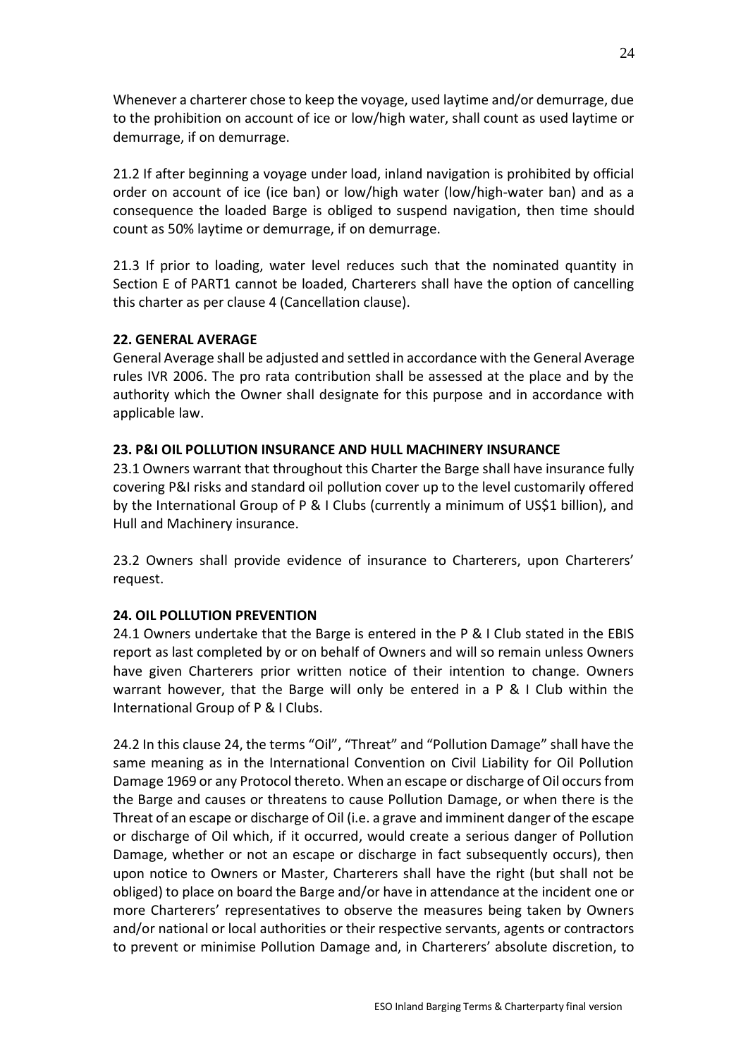Whenever a charterer chose to keep the voyage, used laytime and/or demurrage, due to the prohibition on account of ice or low/high water, shall count as used laytime or demurrage, if on demurrage.

21.2 If after beginning a voyage under load, inland navigation is prohibited by official order on account of ice (ice ban) or low/high water (low/high-water ban) and as a consequence the loaded Barge is obliged to suspend navigation, then time should count as 50% laytime or demurrage, if on demurrage.

21.3 If prior to loading, water level reduces such that the nominated quantity in Section E of PART1 cannot be loaded, Charterers shall have the option of cancelling this charter as per clause 4 (Cancellation clause).

**22. GENERAL AVERAGE**

General Average shall be adjusted and settled in accordance with the General Average rules IVR 2006. The pro rata contribution shall be assessed at the place and by the authority which the Owner shall designate for this purpose and in accordance with applicable law.

**23. P&I OIL POLLUTION INSURANCE AND HULL MACHINERY INSURANCE**

23.1 Owners warrant that throughout this Charter the Barge shall have insurance fully covering P&I risks and standard oil pollution cover up to the level customarily offered by the International Group of P & I Clubs (currently a minimum of US$1 billion), and Hull and Machinery insurance.

23.2 Owners shall provide evidence of insurance to Charterers, upon Charterers' request.

**24. OIL POLLUTION PREVENTION**

24.1 Owners undertake that the Barge is entered in the P & I Club stated in the EBIS report as last completed by or on behalf of Owners and will so remain unless Owners have given Charterers prior written notice of their intention to change. Owners warrant however, that the Barge will only be entered in a P & I Club within the International Group of P & I Clubs.

24.2 In this clause 24, the terms "Oil", "Threat" and "Pollution Damage" shall have the same meaning as in the International Convention on Civil Liability for Oil Pollution Damage 1969 or any Protocol thereto. When an escape or discharge of Oil occurs from the Barge and causes or threatens to cause Pollution Damage, or when there is the Threat of an escape or discharge of Oil (i.e. a grave and imminent danger of the escape or discharge of Oil which, if it occurred, would create a serious danger of Pollution Damage, whether or not an escape or discharge in fact subsequently occurs), then upon notice to Owners or Master, Charterers shall have the right (but shall not be obliged) to place on board the Barge and/or have in attendance at the incident one or more Charterers' representatives to observe the measures being taken by Owners and/or national or local authorities or their respective servants, agents or contractors to prevent or minimise Pollution Damage and, in Charterers' absolute discretion, to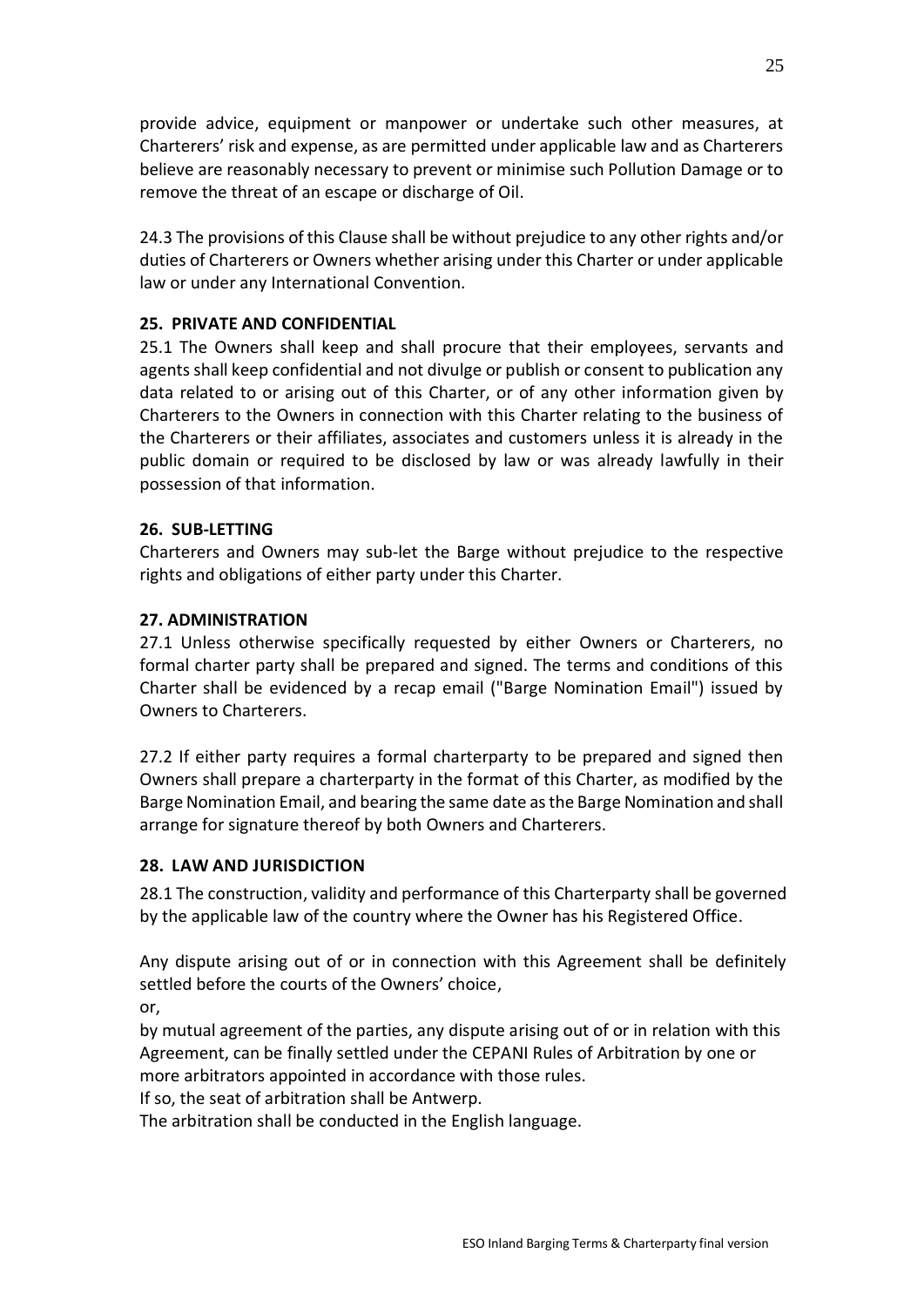provide advice, equipment or manpower or undertake such other measures, at Charterers' risk and expense, as are permitted under applicable law and as Charterers believe are reasonably necessary to prevent or minimise such Pollution Damage or to remove the threat of an escape or discharge of Oil.

24.3 The provisions of this Clause shall be without prejudice to any other rights and/or duties of Charterers or Owners whether arising under this Charter or under applicable law or under any International Convention.

**25. PRIVATE AND CONFIDENTIAL**

25.1 The Owners shall keep and shall procure that their employees, servants and agents shall keep confidential and not divulge or publish or consent to publication any data related to or arising out of this Charter, or of any other information given by Charterers to the Owners in connection with this Charter relating to the business of the Charterers or their affiliates, associates and customers unless it is already in the public domain or required to be disclosed by law or was already lawfully in their possession of that information.

**26. SUB-LETTING**

Charterers and Owners may sub-let the Barge without prejudice to the respective rights and obligations of either party under this Charter.

**27. ADMINISTRATION**

27.1 Unless otherwise specifically requested by either Owners or Charterers, no formal charter party shall be prepared and signed. The terms and conditions of this Charter shall be evidenced by a recap email ("Barge Nomination Email") issued by Owners to Charterers.

27.2 If either party requires a formal charterparty to be prepared and signed then Owners shall prepare a charterparty in the format of this Charter, as modified by the Barge Nomination Email, and bearing the same date as the Barge Nomination and shall arrange for signature thereof by both Owners and Charterers.

**28. LAW AND JURISDICTION**

28.1 The construction, validity and performance of this Charterparty shall be governed by the applicable law of the country where the Owner has his Registered Office.

Any dispute arising out of or in connection with this Agreement shall be definitely settled before the courts of the Owners' choice,

or,

by mutual agreement of the parties, any dispute arising out of or in relation with this Agreement, can be finally settled under the CEPANI Rules of Arbitration by one or more arbitrators appointed in accordance with those rules.

If so, the seat of arbitration shall be Antwerp.

The arbitration shall be conducted in the English language.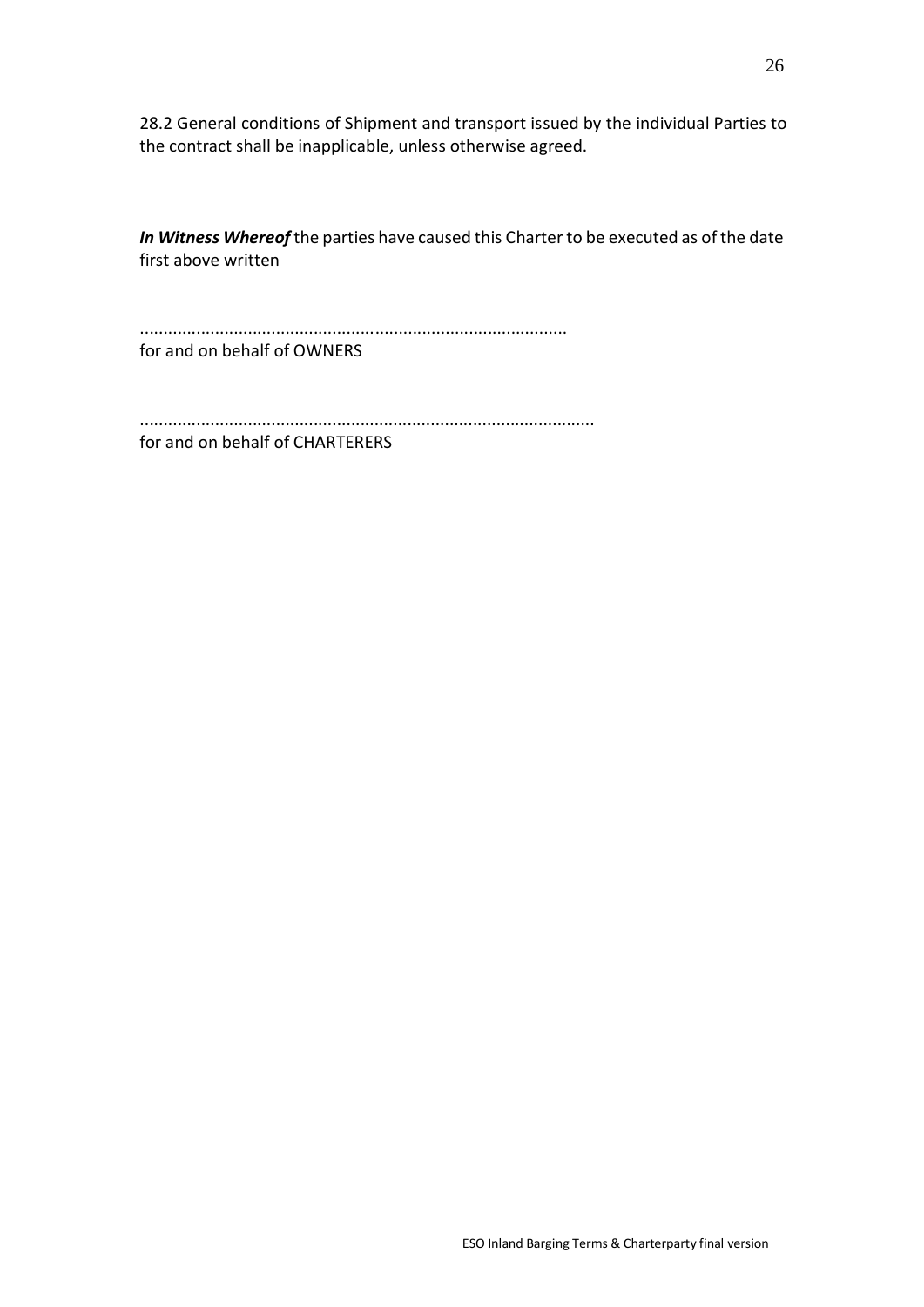28.2 General conditions of Shipment and transport issued by the individual Parties to the contract shall be inapplicable, unless otherwise agreed.

***In Witness Whereof*** the parties have caused this Charter to be executed as of the date first above written

..........................................................................................
for and on behalf of OWNERS

................................................................................................
for and on behalf of CHARTERERS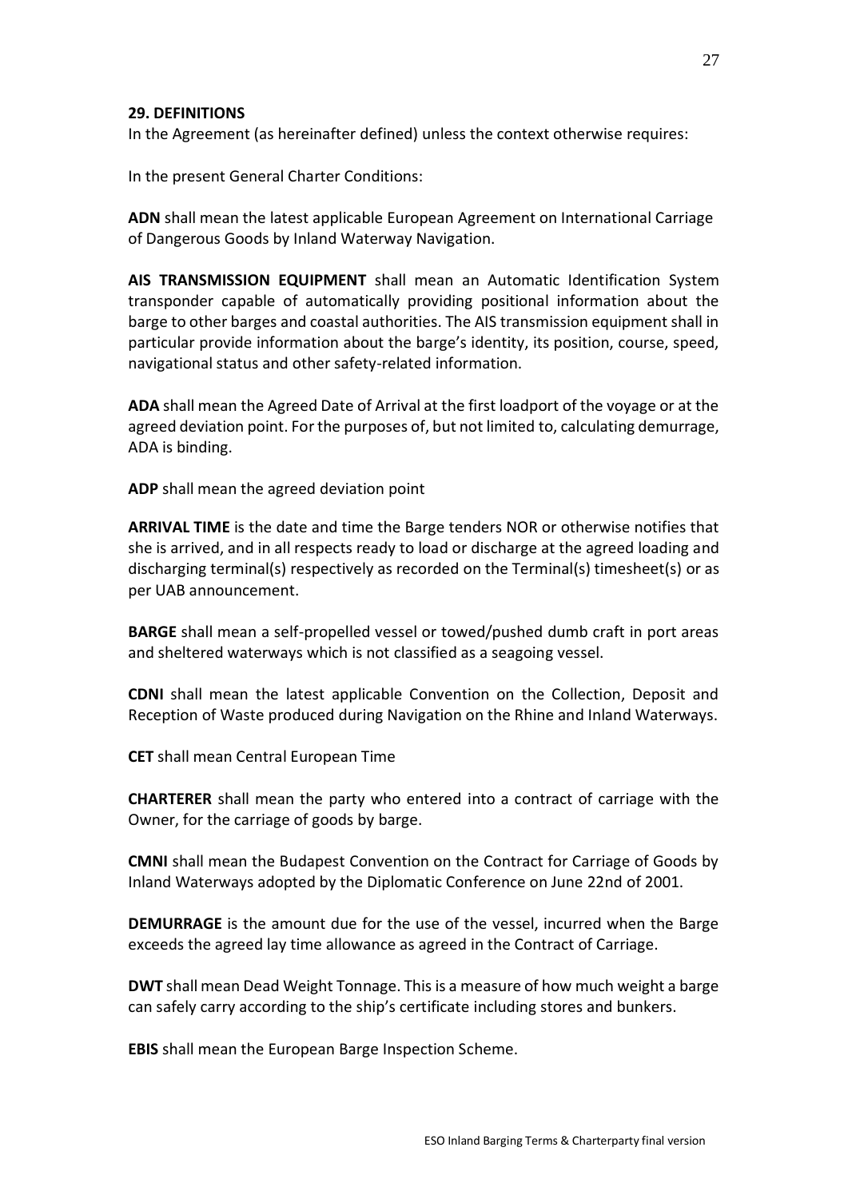## 29. DEFINITIONS

In the Agreement (as hereinafter defined) unless the context otherwise requires:

In the present General Charter Conditions:

**ADN** shall mean the latest applicable European Agreement on International Carriage of Dangerous Goods by Inland Waterway Navigation.

**AIS TRANSMISSION EQUIPMENT** shall mean an Automatic Identification System transponder capable of automatically providing positional information about the barge to other barges and coastal authorities. The AIS transmission equipment shall in particular provide information about the barge's identity, its position, course, speed, navigational status and other safety-related information.

**ADA** shall mean the Agreed Date of Arrival at the first loadport of the voyage or at the agreed deviation point. For the purposes of, but not limited to, calculating demurrage, ADA is binding.

**ADP** shall mean the agreed deviation point

**ARRIVAL TIME** is the date and time the Barge tenders NOR or otherwise notifies that she is arrived, and in all respects ready to load or discharge at the agreed loading and discharging terminal(s) respectively as recorded on the Terminal(s) timesheet(s) or as per UAB announcement.

**BARGE** shall mean a self-propelled vessel or towed/pushed dumb craft in port areas and sheltered waterways which is not classified as a seagoing vessel.

**CDNI** shall mean the latest applicable Convention on the Collection, Deposit and Reception of Waste produced during Navigation on the Rhine and Inland Waterways.

**CET** shall mean Central European Time

**CHARTERER** shall mean the party who entered into a contract of carriage with the Owner, for the carriage of goods by barge.

**CMNI** shall mean the Budapest Convention on the Contract for Carriage of Goods by Inland Waterways adopted by the Diplomatic Conference on June 22nd of 2001.

**DEMURRAGE** is the amount due for the use of the vessel, incurred when the Barge exceeds the agreed lay time allowance as agreed in the Contract of Carriage.

**DWT** shall mean Dead Weight Tonnage. This is a measure of how much weight a barge can safely carry according to the ship's certificate including stores and bunkers.

**EBIS** shall mean the European Barge Inspection Scheme.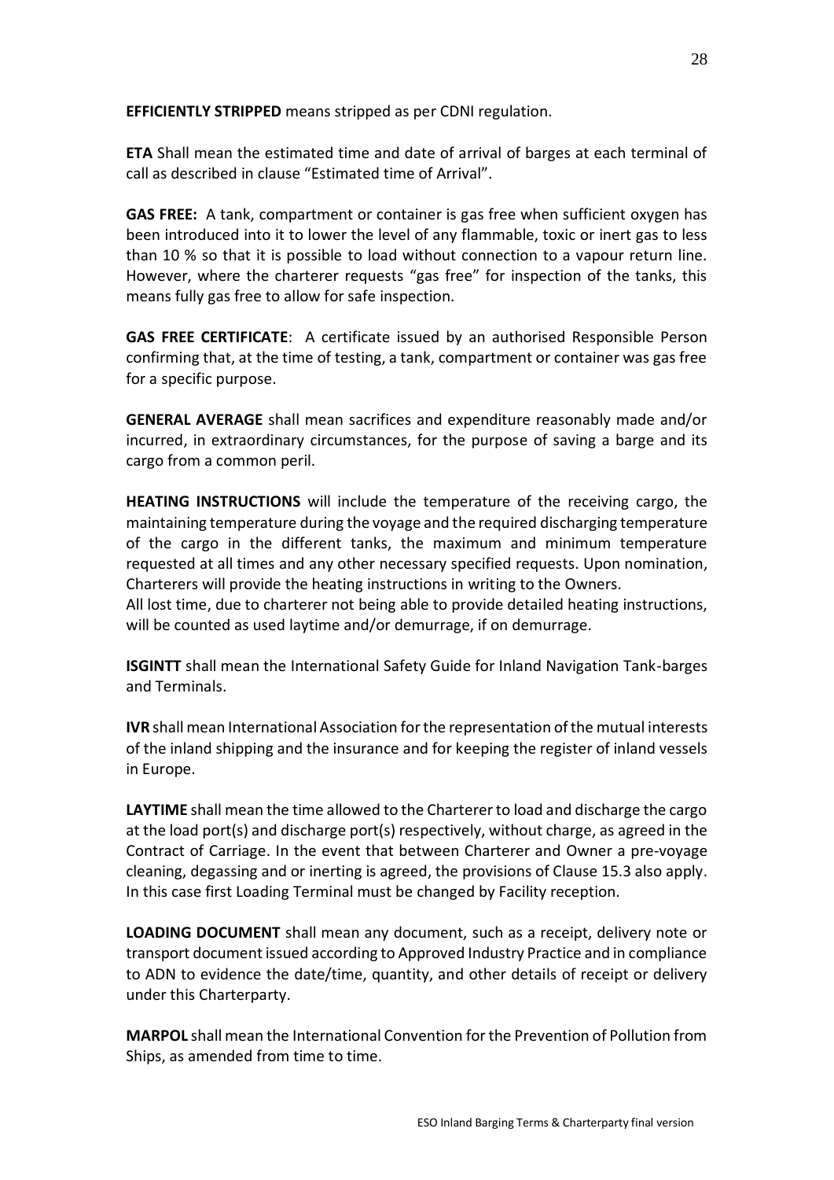**EFFICIENTLY STRIPPED** means stripped as per CDNI regulation.

**ETA** Shall mean the estimated time and date of arrival of barges at each terminal of call as described in clause "Estimated time of Arrival".

**GAS FREE:** A tank, compartment or container is gas free when sufficient oxygen has been introduced into it to lower the level of any flammable, toxic or inert gas to less than 10 % so that it is possible to load without connection to a vapour return line. However, where the charterer requests "gas free" for inspection of the tanks, this means fully gas free to allow for safe inspection.

**GAS FREE CERTIFICATE**: A certificate issued by an authorised Responsible Person confirming that, at the time of testing, a tank, compartment or container was gas free for a specific purpose.

**GENERAL AVERAGE** shall mean sacrifices and expenditure reasonably made and/or incurred, in extraordinary circumstances, for the purpose of saving a barge and its cargo from a common peril.

**HEATING INSTRUCTIONS** will include the temperature of the receiving cargo, the maintaining temperature during the voyage and the required discharging temperature of the cargo in the different tanks, the maximum and minimum temperature requested at all times and any other necessary specified requests. Upon nomination, Charterers will provide the heating instructions in writing to the Owners.
All lost time, due to charterer not being able to provide detailed heating instructions, will be counted as used laytime and/or demurrage, if on demurrage.

**ISGINTT** shall mean the International Safety Guide for Inland Navigation Tank-barges and Terminals.

**IVR** shall mean International Association for the representation of the mutual interests of the inland shipping and the insurance and for keeping the register of inland vessels in Europe.

**LAYTIME** shall mean the time allowed to the Charterer to load and discharge the cargo at the load port(s) and discharge port(s) respectively, without charge, as agreed in the Contract of Carriage. In the event that between Charterer and Owner a pre-voyage cleaning, degassing and or inerting is agreed, the provisions of Clause 15.3 also apply. In this case first Loading Terminal must be changed by Facility reception.

**LOADING DOCUMENT** shall mean any document, such as a receipt, delivery note or transport document issued according to Approved Industry Practice and in compliance to ADN to evidence the date/time, quantity, and other details of receipt or delivery under this Charterparty.

**MARPOL** shall mean the International Convention for the Prevention of Pollution from Ships, as amended from time to time.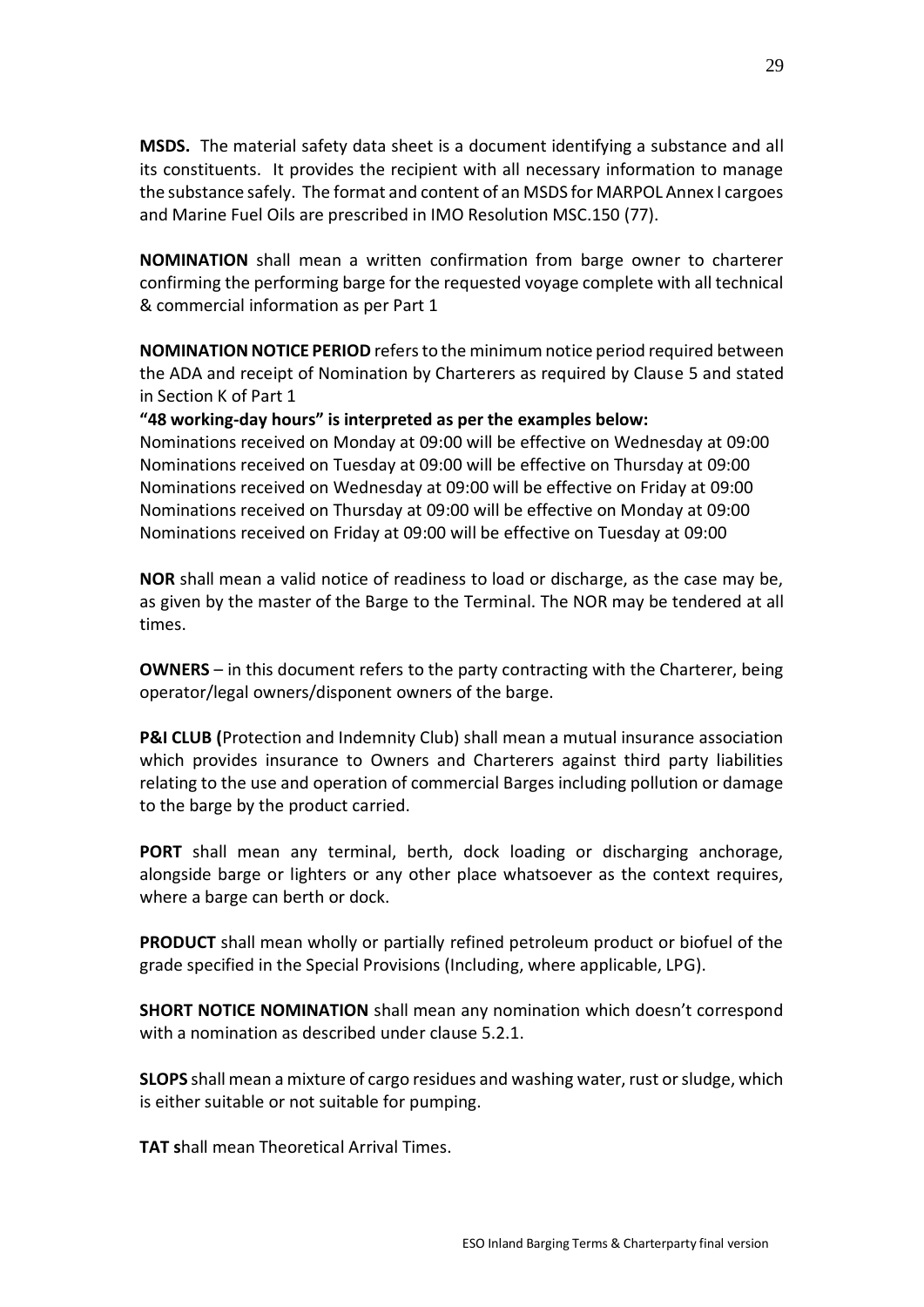**MSDS.** The material safety data sheet is a document identifying a substance and all its constituents. It provides the recipient with all necessary information to manage the substance safely. The format and content of an MSDS for MARPOL Annex I cargoes and Marine Fuel Oils are prescribed in IMO Resolution MSC.150 (77).

**NOMINATION** shall mean a written confirmation from barge owner to charterer confirming the performing barge for the requested voyage complete with all technical & commercial information as per Part 1

**NOMINATION NOTICE PERIOD** refers to the minimum notice period required between the ADA and receipt of Nomination by Charterers as required by Clause 5 and stated in Section K of Part 1

**"48 working-day hours" is interpreted as per the examples below:**
Nominations received on Monday at 09:00 will be effective on Wednesday at 09:00
Nominations received on Tuesday at 09:00 will be effective on Thursday at 09:00
Nominations received on Wednesday at 09:00 will be effective on Friday at 09:00
Nominations received on Thursday at 09:00 will be effective on Monday at 09:00
Nominations received on Friday at 09:00 will be effective on Tuesday at 09:00

**NOR** shall mean a valid notice of readiness to load or discharge, as the case may be, as given by the master of the Barge to the Terminal. The NOR may be tendered at all times.

**OWNERS** – in this document refers to the party contracting with the Charterer, being operator/legal owners/disponent owners of the barge.

**P&I CLUB (**Protection and Indemnity Club) shall mean a mutual insurance association which provides insurance to Owners and Charterers against third party liabilities relating to the use and operation of commercial Barges including pollution or damage to the barge by the product carried.

**PORT** shall mean any terminal, berth, dock loading or discharging anchorage, alongside barge or lighters or any other place whatsoever as the context requires, where a barge can berth or dock.

**PRODUCT** shall mean wholly or partially refined petroleum product or biofuel of the grade specified in the Special Provisions (Including, where applicable, LPG).

**SHORT NOTICE NOMINATION** shall mean any nomination which doesn't correspond with a nomination as described under clause 5.2.1.

**SLOPS** shall mean a mixture of cargo residues and washing water, rust or sludge, which is either suitable or not suitable for pumping.

**TAT s**hall mean Theoretical Arrival Times.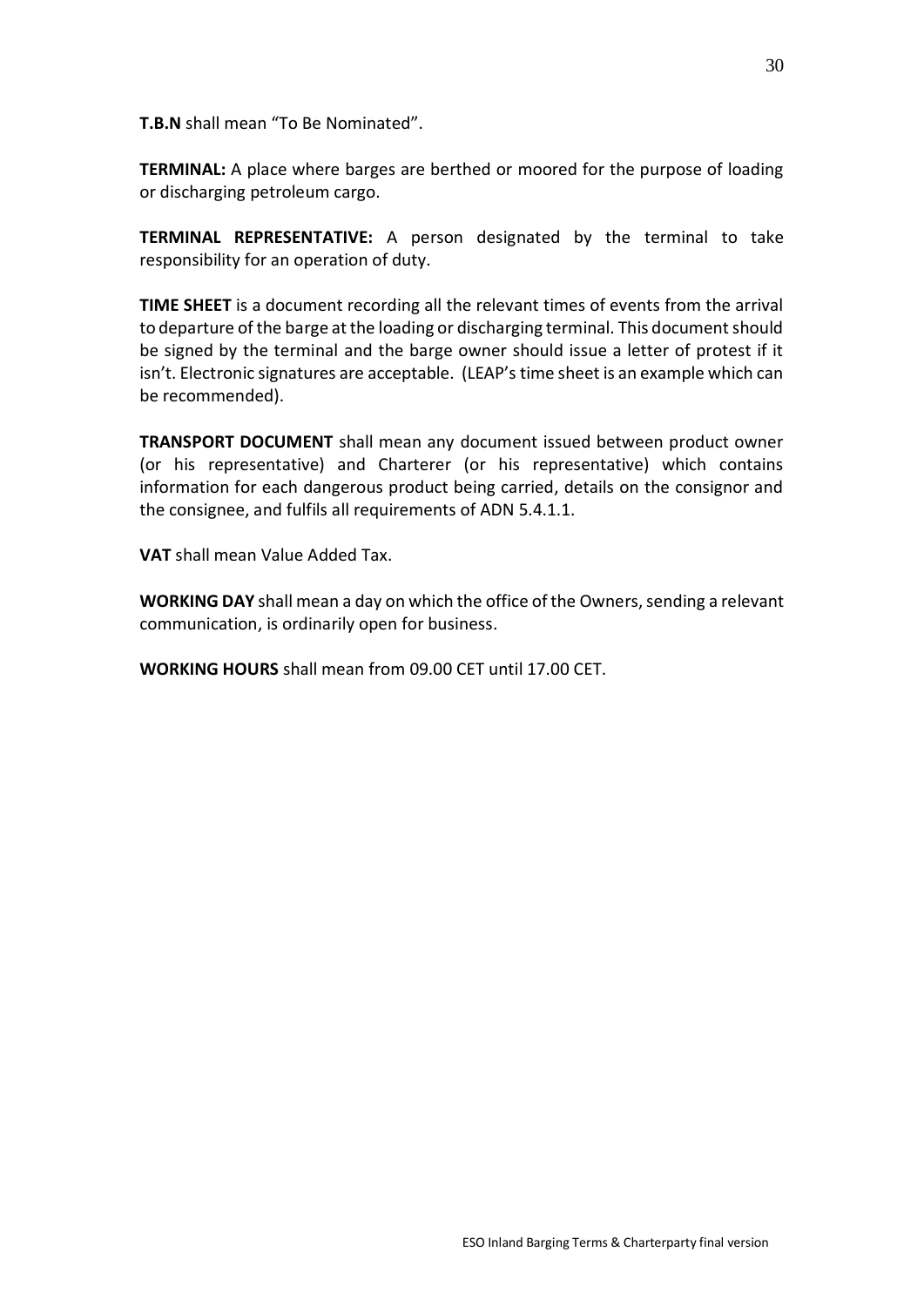**T.B.N** shall mean "To Be Nominated".

**TERMINAL:** A place where barges are berthed or moored for the purpose of loading or discharging petroleum cargo.

**TERMINAL REPRESENTATIVE:** A person designated by the terminal to take responsibility for an operation of duty.

**TIME SHEET** is a document recording all the relevant times of events from the arrival to departure of the barge at the loading or discharging terminal. This document should be signed by the terminal and the barge owner should issue a letter of protest if it isn't. Electronic signatures are acceptable. (LEAP's time sheet is an example which can be recommended).

**TRANSPORT DOCUMENT** shall mean any document issued between product owner (or his representative) and Charterer (or his representative) which contains information for each dangerous product being carried, details on the consignor and the consignee, and fulfils all requirements of ADN 5.4.1.1.

**VAT** shall mean Value Added Tax.

**WORKING DAY** shall mean a day on which the office of the Owners, sending a relevant communication, is ordinarily open for business.

**WORKING HOURS** shall mean from 09.00 CET until 17.00 CET.